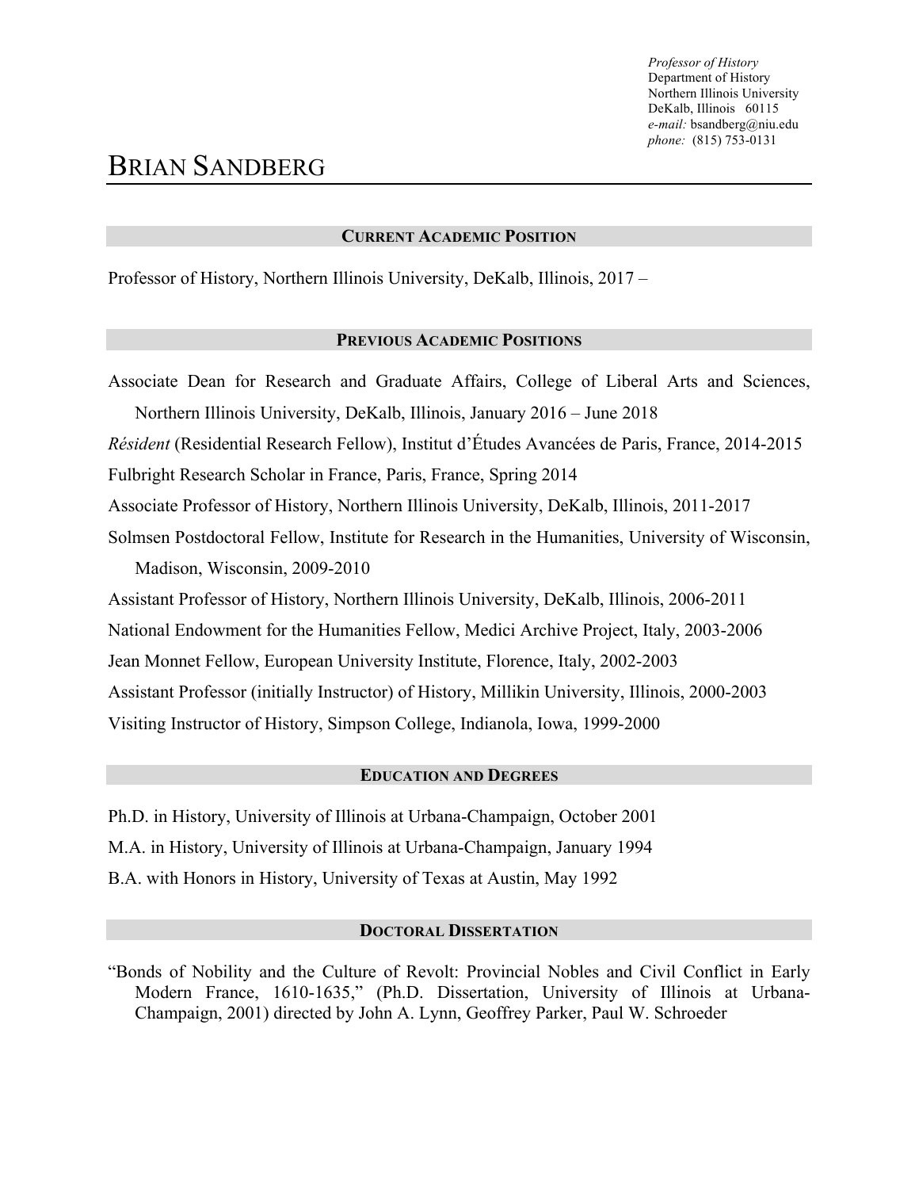*Professor of History*
Department of History
Northern Illinois University
DeKalb, Illinois 60115
*e-mail:* bsandberg@niu.edu
*phone:* (815) 753-0131

# BRIAN SANDBERG

## CURRENT ACADEMIC POSITION

Professor of History, Northern Illinois University, DeKalb, Illinois, 2017 –

## PREVIOUS ACADEMIC POSITIONS

Associate Dean for Research and Graduate Affairs, College of Liberal Arts and Sciences, Northern Illinois University, DeKalb, Illinois, January 2016 – June 2018

*Résident* (Residential Research Fellow), Institut d'Études Avancées de Paris, France, 2014-2015

Fulbright Research Scholar in France, Paris, France, Spring 2014

Associate Professor of History, Northern Illinois University, DeKalb, Illinois, 2011-2017

Solmsen Postdoctoral Fellow, Institute for Research in the Humanities, University of Wisconsin, Madison, Wisconsin, 2009-2010

Assistant Professor of History, Northern Illinois University, DeKalb, Illinois, 2006-2011

National Endowment for the Humanities Fellow, Medici Archive Project, Italy, 2003-2006

Jean Monnet Fellow, European University Institute, Florence, Italy, 2002-2003

Assistant Professor (initially Instructor) of History, Millikin University, Illinois, 2000-2003

Visiting Instructor of History, Simpson College, Indianola, Iowa, 1999-2000

## EDUCATION AND DEGREES

Ph.D. in History, University of Illinois at Urbana-Champaign, October 2001

M.A. in History, University of Illinois at Urbana-Champaign, January 1994

B.A. with Honors in History, University of Texas at Austin, May 1992

## DOCTORAL DISSERTATION

"Bonds of Nobility and the Culture of Revolt: Provincial Nobles and Civil Conflict in Early Modern France, 1610-1635," (Ph.D. Dissertation, University of Illinois at Urbana-Champaign, 2001) directed by John A. Lynn, Geoffrey Parker, Paul W. Schroeder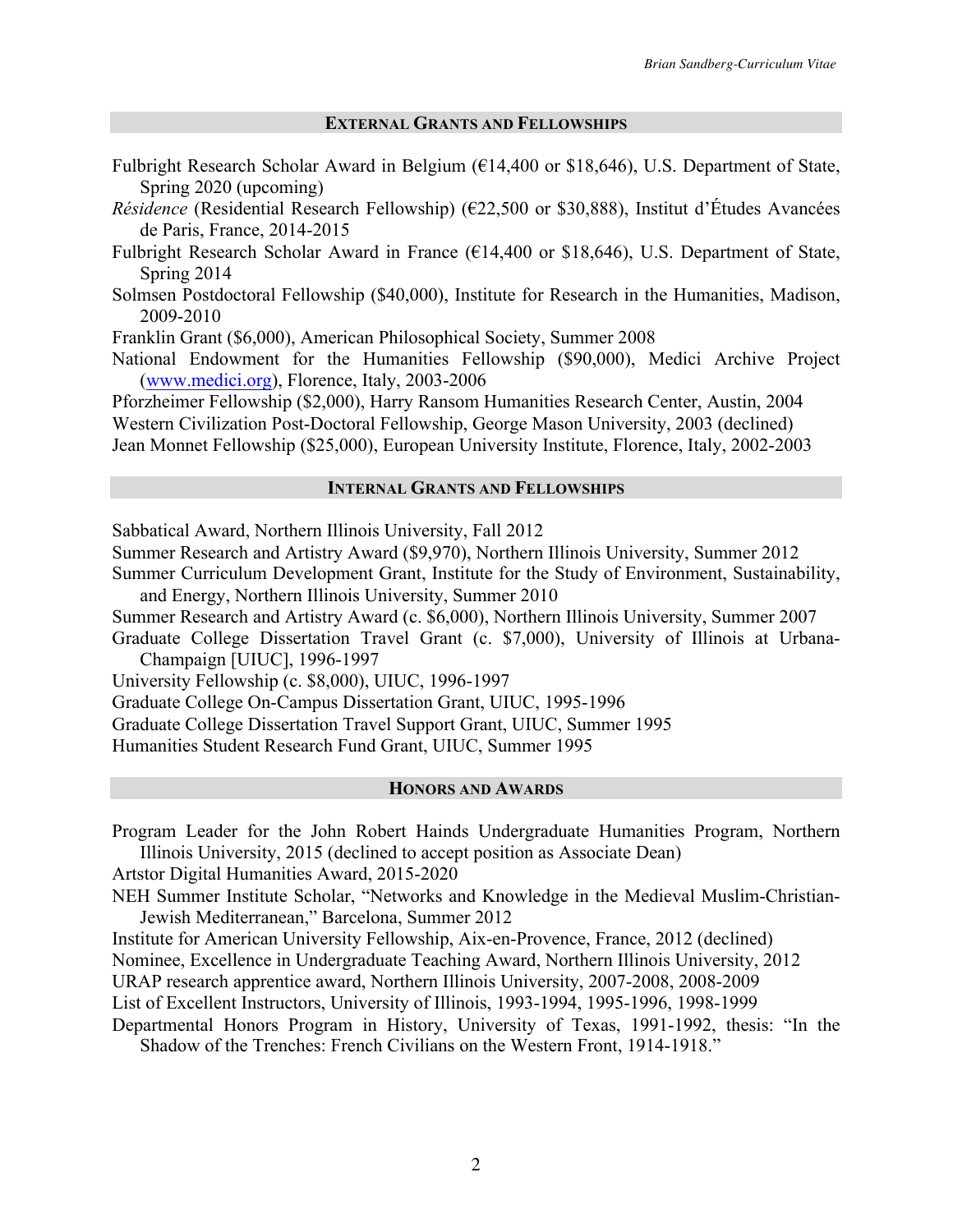## External Grants and Fellowships

Fulbright Research Scholar Award in Belgium (€14,400 or $18,646), U.S. Department of State, Spring 2020 (upcoming)

*Résidence* (Residential Research Fellowship) (€22,500 or $30,888), Institut d'Études Avancées de Paris, France, 2014-2015

Fulbright Research Scholar Award in France (€14,400 or $18,646), U.S. Department of State, Spring 2014

Solmsen Postdoctoral Fellowship ($40,000), Institute for Research in the Humanities, Madison, 2009-2010

Franklin Grant ($6,000), American Philosophical Society, Summer 2008

National Endowment for the Humanities Fellowship ($90,000), Medici Archive Project ([www.medici.org](www.medici.org)), Florence, Italy, 2003-2006

Pforzheimer Fellowship ($2,000), Harry Ransom Humanities Research Center, Austin, 2004

Western Civilization Post-Doctoral Fellowship, George Mason University, 2003 (declined)

Jean Monnet Fellowship ($25,000), European University Institute, Florence, Italy, 2002-2003

## Internal Grants and Fellowships

Sabbatical Award, Northern Illinois University, Fall 2012

Summer Research and Artistry Award ($9,970), Northern Illinois University, Summer 2012

Summer Curriculum Development Grant, Institute for the Study of Environment, Sustainability, and Energy, Northern Illinois University, Summer 2010

Summer Research and Artistry Award (c. $6,000), Northern Illinois University, Summer 2007

Graduate College Dissertation Travel Grant (c. $7,000), University of Illinois at Urbana-Champaign [UIUC], 1996-1997

University Fellowship (c. $8,000), UIUC, 1996-1997

Graduate College On-Campus Dissertation Grant, UIUC, 1995-1996

Graduate College Dissertation Travel Support Grant, UIUC, Summer 1995

Humanities Student Research Fund Grant, UIUC, Summer 1995

## Honors and Awards

Program Leader for the John Robert Hainds Undergraduate Humanities Program, Northern Illinois University, 2015 (declined to accept position as Associate Dean)

Artstor Digital Humanities Award, 2015-2020

NEH Summer Institute Scholar, "Networks and Knowledge in the Medieval Muslim-Christian-Jewish Mediterranean," Barcelona, Summer 2012

Institute for American University Fellowship, Aix-en-Provence, France, 2012 (declined)

Nominee, Excellence in Undergraduate Teaching Award, Northern Illinois University, 2012

URAP research apprentice award, Northern Illinois University, 2007-2008, 2008-2009

List of Excellent Instructors, University of Illinois, 1993-1994, 1995-1996, 1998-1999

Departmental Honors Program in History, University of Texas, 1991-1992, thesis: "In the Shadow of the Trenches: French Civilians on the Western Front, 1914-1918."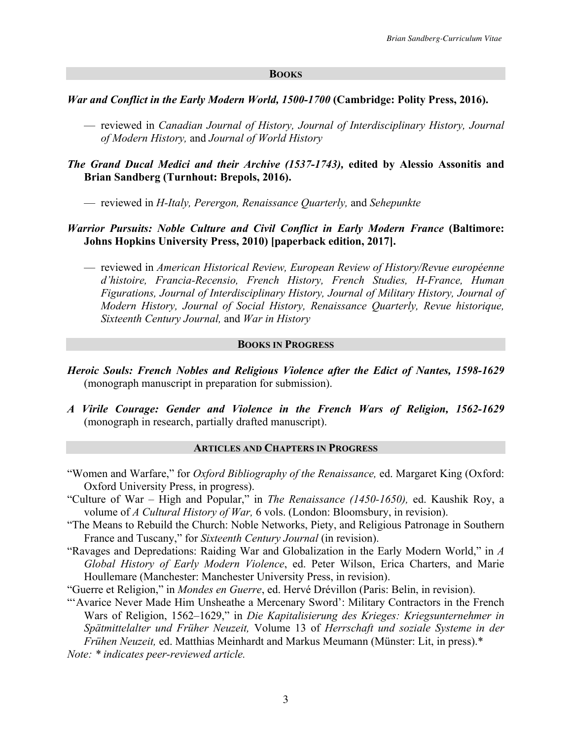## BOOKS

***War and Conflict in the Early Modern World, 1500-1700* (Cambridge: Polity Press, 2016).**

— reviewed in *Canadian Journal of History, Journal of Interdisciplinary History, Journal of Modern History,* and *Journal of World History*

***The Grand Ducal Medici and their Archive (1537-1743)*, edited by Alessio Assonitis and Brian Sandberg (Turnhout: Brepols, 2016).**

— reviewed in *H-Italy, Perergon, Renaissance Quarterly,* and *Sehepunkte*

***Warrior Pursuits: Noble Culture and Civil Conflict in Early Modern France* (Baltimore: Johns Hopkins University Press, 2010) [paperback edition, 2017].**

— reviewed in *American Historical Review, European Review of History/Revue européenne d'histoire, Francia-Recensio, French History, French Studies, H-France, Human Figurations, Journal of Interdisciplinary History, Journal of Military History, Journal of Modern History, Journal of Social History, Renaissance Quarterly, Revue historique, Sixteenth Century Journal,* and *War in History*

## BOOKS IN PROGRESS

***Heroic Souls: French Nobles and Religious Violence after the Edict of Nantes, 1598-1629*** (monograph manuscript in preparation for submission).

***A Virile Courage: Gender and Violence in the French Wars of Religion, 1562-1629*** (monograph in research, partially drafted manuscript).

## ARTICLES AND CHAPTERS IN PROGRESS

"Women and Warfare," for *Oxford Bibliography of the Renaissance,* ed. Margaret King (Oxford: Oxford University Press, in progress).

"Culture of War – High and Popular," in *The Renaissance (1450-1650),* ed. Kaushik Roy, a volume of *A Cultural History of War,* 6 vols. (London: Bloomsbury, in revision).

"The Means to Rebuild the Church: Noble Networks, Piety, and Religious Patronage in Southern France and Tuscany," for *Sixteenth Century Journal* (in revision).

"Ravages and Depredations: Raiding War and Globalization in the Early Modern World," in *A Global History of Early Modern Violence*, ed. Peter Wilson, Erica Charters, and Marie Houllemare (Manchester: Manchester University Press, in revision).

"Guerre et Religion," in *Mondes en Guerre*, ed. Hervé Drévillon (Paris: Belin, in revision).

"'Avarice Never Made Him Unsheathe a Mercenary Sword': Military Contractors in the French Wars of Religion, 1562–1629," in *Die Kapitalisierung des Krieges: Kriegsunternehmer in Spätmittelalter und Früher Neuzeit,* Volume 13 of *Herrschaft und soziale Systeme in der Frühen Neuzeit,* ed. Matthias Meinhardt and Markus Meumann (Münster: Lit, in press).*

*Note: * indicates peer-reviewed article.*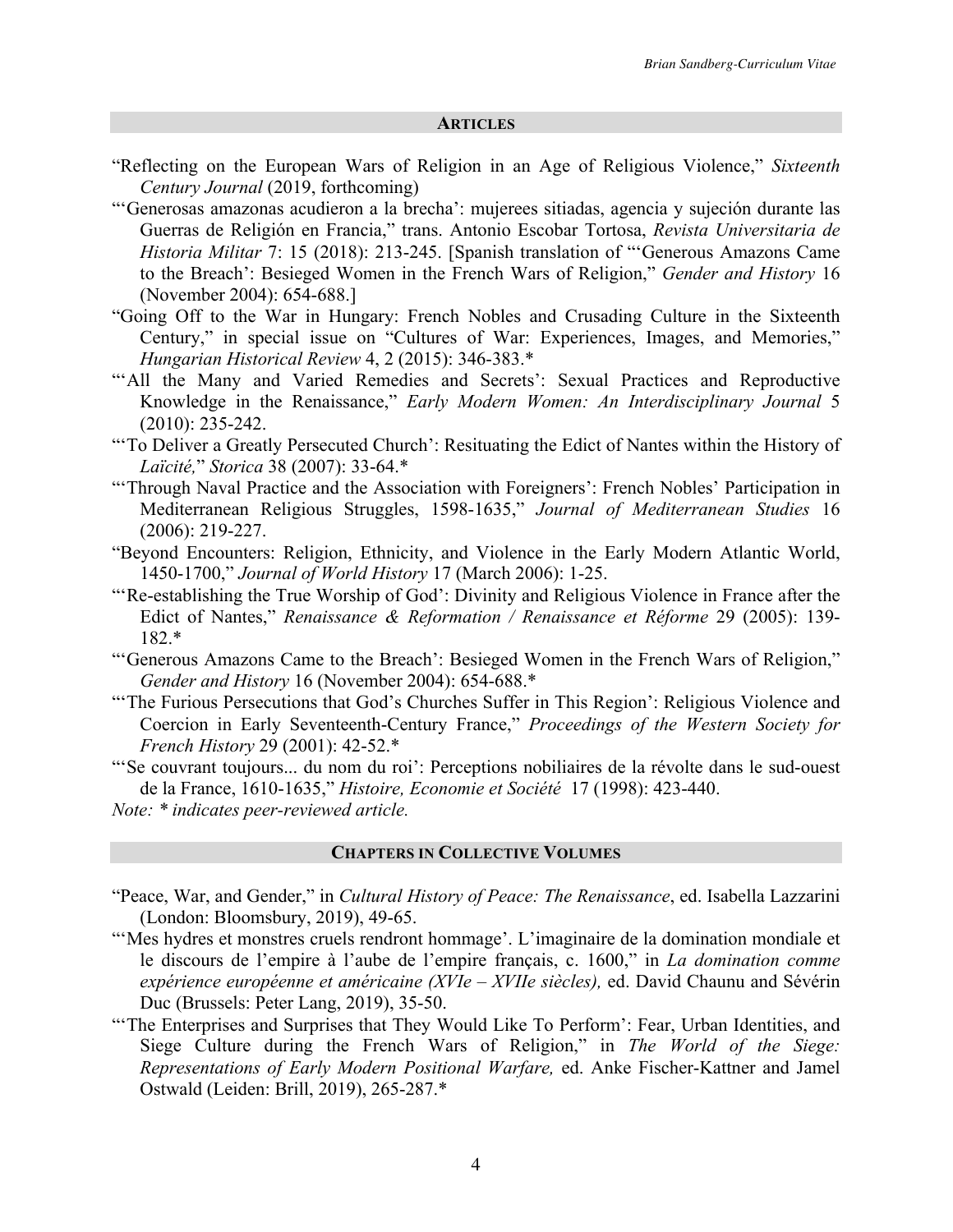## ARTICLES

"Reflecting on the European Wars of Religion in an Age of Religious Violence," *Sixteenth Century Journal* (2019, forthcoming)

"'Generosas amazonas acudieron a la brecha': mujerees sitiadas, agencia y sujeción durante las Guerras de Religión en Francia," trans. Antonio Escobar Tortosa, *Revista Universitaria de Historia Militar* 7: 15 (2018): 213-245. [Spanish translation of "'Generous Amazons Came to the Breach': Besieged Women in the French Wars of Religion," *Gender and History* 16 (November 2004): 654-688.]

"Going Off to the War in Hungary: French Nobles and Crusading Culture in the Sixteenth Century," in special issue on "Cultures of War: Experiences, Images, and Memories," *Hungarian Historical Review* 4, 2 (2015): 346-383.*

"'All the Many and Varied Remedies and Secrets': Sexual Practices and Reproductive Knowledge in the Renaissance," *Early Modern Women: An Interdisciplinary Journal* 5 (2010): 235-242.

"'To Deliver a Greatly Persecuted Church': Resituating the Edict of Nantes within the History of *Laïcité,*" *Storica* 38 (2007): 33-64.*

"'Through Naval Practice and the Association with Foreigners': French Nobles' Participation in Mediterranean Religious Struggles, 1598-1635," *Journal of Mediterranean Studies* 16 (2006): 219-227.

"Beyond Encounters: Religion, Ethnicity, and Violence in the Early Modern Atlantic World, 1450-1700," *Journal of World History* 17 (March 2006): 1-25.

"'Re-establishing the True Worship of God': Divinity and Religious Violence in France after the Edict of Nantes," *Renaissance & Reformation / Renaissance et Réforme* 29 (2005): 139-182.*

"'Generous Amazons Came to the Breach': Besieged Women in the French Wars of Religion," *Gender and History* 16 (November 2004): 654-688.*

"'The Furious Persecutions that God's Churches Suffer in This Region': Religious Violence and Coercion in Early Seventeenth-Century France," *Proceedings of the Western Society for French History* 29 (2001): 42-52.*

"'Se couvrant toujours... du nom du roi': Perceptions nobiliaires de la révolte dans le sud-ouest de la France, 1610-1635," *Histoire, Economie et Société* 17 (1998): 423-440.

*Note: * indicates peer-reviewed article.*

## CHAPTERS IN COLLECTIVE VOLUMES

"Peace, War, and Gender," in *Cultural History of Peace: The Renaissance*, ed. Isabella Lazzarini (London: Bloomsbury, 2019), 49-65.

"'Mes hydres et monstres cruels rendront hommage'. L'imaginaire de la domination mondiale et le discours de l'empire à l'aube de l'empire français, c. 1600," in *La domination comme expérience européenne et américaine (XVIe – XVIIe siècles),* ed. David Chaunu and Sévérin Duc (Brussels: Peter Lang, 2019), 35-50.

"'The Enterprises and Surprises that They Would Like To Perform': Fear, Urban Identities, and Siege Culture during the French Wars of Religion," in *The World of the Siege: Representations of Early Modern Positional Warfare,* ed. Anke Fischer-Kattner and Jamel Ostwald (Leiden: Brill, 2019), 265-287.*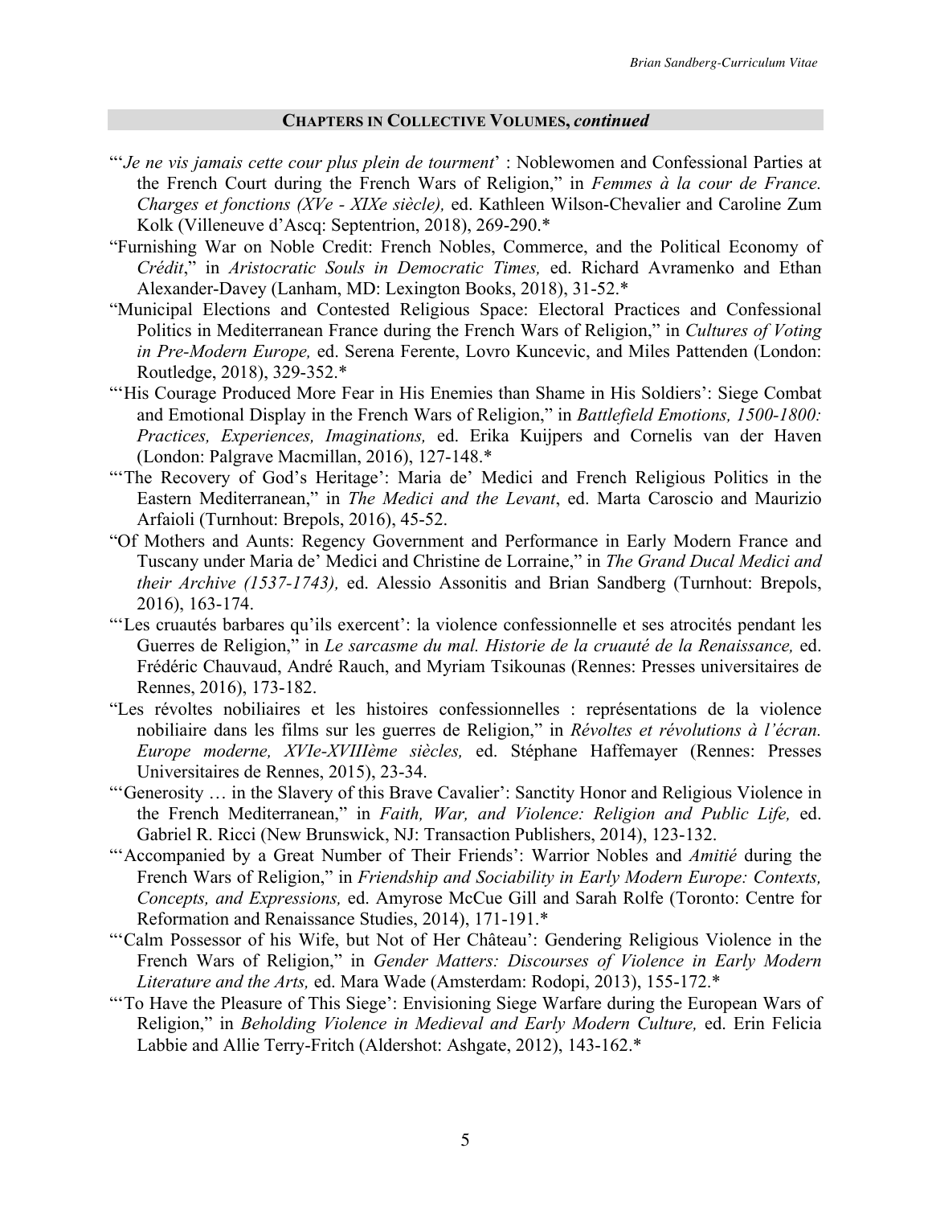## CHAPTERS IN COLLECTIVE VOLUMES, *continued*

"'*Je ne vis jamais cette cour plus plein de tourment*' : Noblewomen and Confessional Parties at the French Court during the French Wars of Religion," in *Femmes à la cour de France. Charges et fonctions (XVe - XIXe siècle),* ed. Kathleen Wilson-Chevalier and Caroline Zum Kolk (Villeneuve d'Ascq: Septentrion, 2018), 269-290.*

"Furnishing War on Noble Credit: French Nobles, Commerce, and the Political Economy of *Crédit*," in *Aristocratic Souls in Democratic Times,* ed. Richard Avramenko and Ethan Alexander-Davey (Lanham, MD: Lexington Books, 2018), 31-52.*

"Municipal Elections and Contested Religious Space: Electoral Practices and Confessional Politics in Mediterranean France during the French Wars of Religion," in *Cultures of Voting in Pre-Modern Europe,* ed. Serena Ferente, Lovro Kuncevic, and Miles Pattenden (London: Routledge, 2018), 329-352.*

"'His Courage Produced More Fear in His Enemies than Shame in His Soldiers': Siege Combat and Emotional Display in the French Wars of Religion," in *Battlefield Emotions, 1500-1800: Practices, Experiences, Imaginations,* ed. Erika Kuijpers and Cornelis van der Haven (London: Palgrave Macmillan, 2016), 127-148.*

"'The Recovery of God's Heritage': Maria de' Medici and French Religious Politics in the Eastern Mediterranean," in *The Medici and the Levant*, ed. Marta Caroscio and Maurizio Arfaioli (Turnhout: Brepols, 2016), 45-52.

"Of Mothers and Aunts: Regency Government and Performance in Early Modern France and Tuscany under Maria de' Medici and Christine de Lorraine," in *The Grand Ducal Medici and their Archive (1537-1743),* ed. Alessio Assonitis and Brian Sandberg (Turnhout: Brepols, 2016), 163-174.

"'Les cruautés barbares qu'ils exercent': la violence confessionnelle et ses atrocités pendant les Guerres de Religion," in *Le sarcasme du mal. Historie de la cruauté de la Renaissance,* ed. Frédéric Chauvaud, André Rauch, and Myriam Tsikounas (Rennes: Presses universitaires de Rennes, 2016), 173-182.

"Les révoltes nobiliaires et les histoires confessionnelles : représentations de la violence nobiliaire dans les films sur les guerres de Religion," in *Révoltes et révolutions à l'écran. Europe moderne, XVIe-XVIIIème siècles,* ed. Stéphane Haffemayer (Rennes: Presses Universitaires de Rennes, 2015), 23-34.

"'Generosity … in the Slavery of this Brave Cavalier': Sanctity Honor and Religious Violence in the French Mediterranean," in *Faith, War, and Violence: Religion and Public Life,* ed. Gabriel R. Ricci (New Brunswick, NJ: Transaction Publishers, 2014), 123-132.

"'Accompanied by a Great Number of Their Friends': Warrior Nobles and *Amitié* during the French Wars of Religion," in *Friendship and Sociability in Early Modern Europe: Contexts, Concepts, and Expressions,* ed. Amyrose McCue Gill and Sarah Rolfe (Toronto: Centre for Reformation and Renaissance Studies, 2014), 171-191.*

"'Calm Possessor of his Wife, but Not of Her Château': Gendering Religious Violence in the French Wars of Religion," in *Gender Matters: Discourses of Violence in Early Modern Literature and the Arts,* ed. Mara Wade (Amsterdam: Rodopi, 2013), 155-172.*

"'To Have the Pleasure of This Siege': Envisioning Siege Warfare during the European Wars of Religion," in *Beholding Violence in Medieval and Early Modern Culture,* ed. Erin Felicia Labbie and Allie Terry-Fritch (Aldershot: Ashgate, 2012), 143-162.*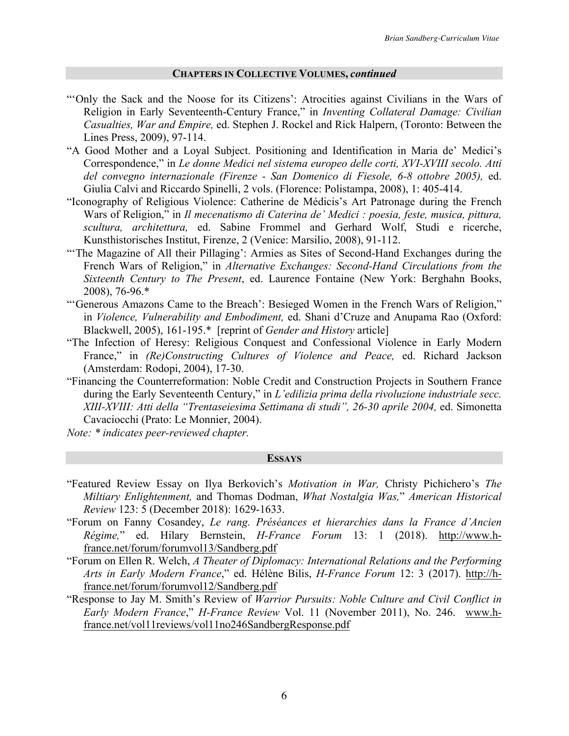## Chapters in Collective Volumes, *continued*

"'Only the Sack and the Noose for its Citizens': Atrocities against Civilians in the Wars of Religion in Early Seventeenth-Century France," in *Inventing Collateral Damage: Civilian Casualties, War and Empire,* ed. Stephen J. Rockel and Rick Halpern, (Toronto: Between the Lines Press, 2009), 97-114.

"A Good Mother and a Loyal Subject. Positioning and Identification in Maria de' Medici's Correspondence," in *Le donne Medici nel sistema europeo delle corti, XVI-XVIII secolo. Atti del convegno internazionale (Firenze - San Domenico di Fiesole, 6-8 ottobre 2005),* ed. Giulia Calvi and Riccardo Spinelli, 2 vols. (Florence: Polistampa, 2008), 1: 405-414.

"Iconography of Religious Violence: Catherine de Médicis's Art Patronage during the French Wars of Religion," in *Il mecenatismo di Caterina de' Medici : poesia, feste, musica, pittura, scultura, architettura,* ed. Sabine Frommel and Gerhard Wolf, Studi e ricerche, Kunsthistorisches Institut, Firenze, 2 (Venice: Marsilio, 2008), 91-112.

"'The Magazine of All their Pillaging': Armies as Sites of Second-Hand Exchanges during the French Wars of Religion," in *Alternative Exchanges: Second-Hand Circulations from the Sixteenth Century to The Present*, ed. Laurence Fontaine (New York: Berghahn Books, 2008), 76-96.*

"'Generous Amazons Came to the Breach': Besieged Women in the French Wars of Religion," in *Violence, Vulnerability and Embodiment,* ed. Shani d'Cruze and Anupama Rao (Oxford: Blackwell, 2005), 161-195.* [reprint of *Gender and History* article]

"The Infection of Heresy: Religious Conquest and Confessional Violence in Early Modern France," in *(Re)Constructing Cultures of Violence and Peace,* ed. Richard Jackson (Amsterdam: Rodopi, 2004), 17-30.

"Financing the Counterreformation: Noble Credit and Construction Projects in Southern France during the Early Seventeenth Century," in *L'edilizia prima della rivoluzione industriale secc. XIII-XVIII: Atti della "Trentaseiesima Settimana di studi", 26-30 aprile 2004,* ed. Simonetta Cavaciocchi (Prato: Le Monnier, 2004).

*Note: * indicates peer-reviewed chapter.*

## Essays

"Featured Review Essay on Ilya Berkovich's *Motivation in War,* Christy Pichichero's *The Miltiary Enlightenment,* and Thomas Dodman, *What Nostalgia Was,*" *American Historical Review* 123: 5 (December 2018): 1629-1633.

"Forum on Fanny Cosandey, *Le rang. Préséances et hierarchies dans la France d'Ancien Régime,*" ed. Hilary Bernstein, *H-France Forum* 13: 1 (2018). http://www.h-france.net/forum/forumvol13/Sandberg.pdf

"Forum on Ellen R. Welch, *A Theater of Diplomacy: International Relations and the Performing Arts in Early Modern France*," ed. Hélène Bilis, *H-France Forum* 12: 3 (2017). http://h-france.net/forum/forumvol12/Sandberg.pdf

"Response to Jay M. Smith's Review of *Warrior Pursuits: Noble Culture and Civil Conflict in Early Modern France*," *H-France Review* Vol. 11 (November 2011), No. 246. www.h-france.net/vol11reviews/vol11no246SandbergResponse.pdf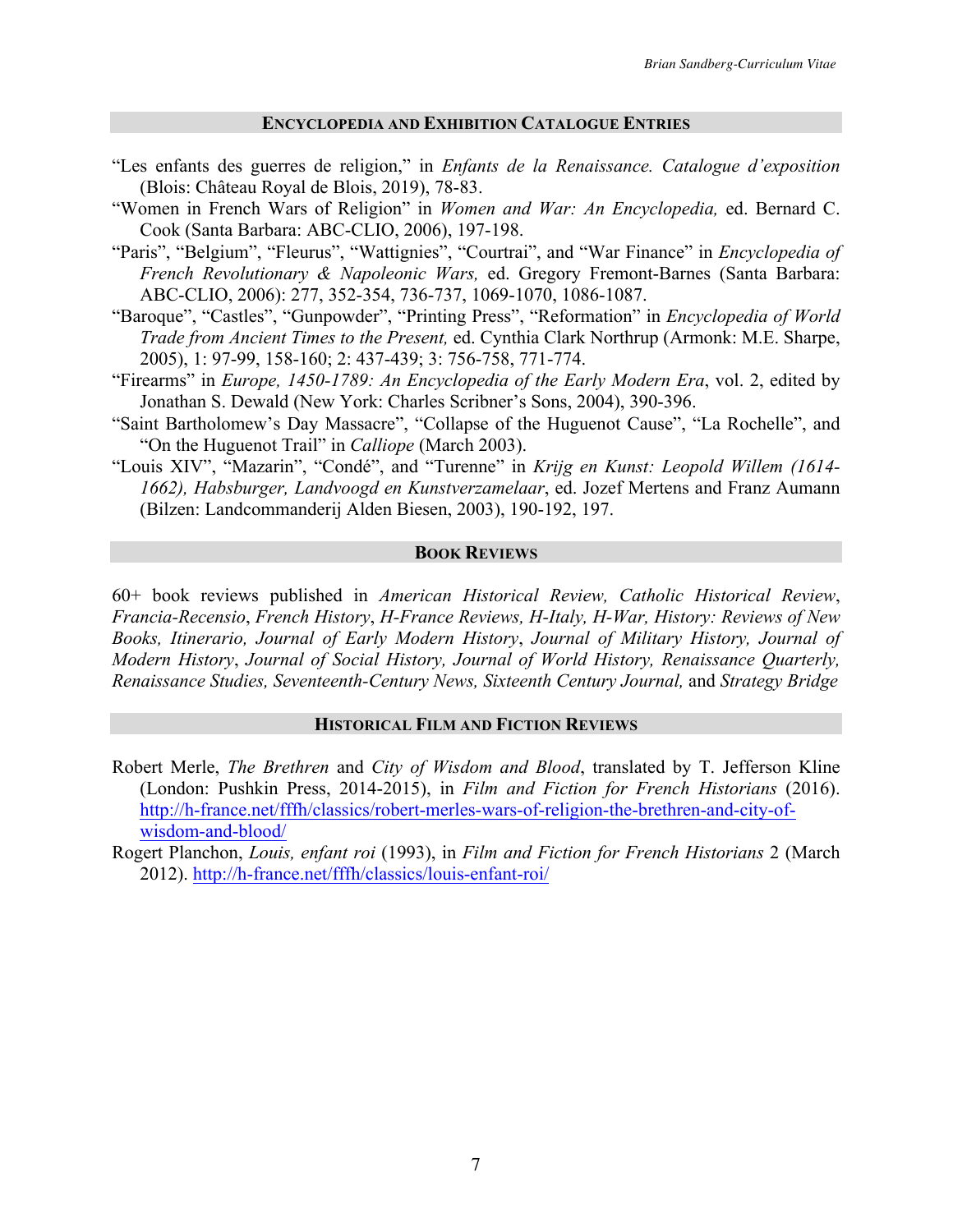## Encyclopedia and Exhibition Catalogue Entries

“Les enfants des guerres de religion,” in *Enfants de la Renaissance. Catalogue d’exposition* (Blois: Château Royal de Blois, 2019), 78-83.

“Women in French Wars of Religion” in *Women and War: An Encyclopedia,* ed. Bernard C. Cook (Santa Barbara: ABC-CLIO, 2006), 197-198.

“Paris”, “Belgium”, “Fleurus”, “Wattignies”, “Courtrai”, and “War Finance” in *Encyclopedia of French Revolutionary & Napoleonic Wars,* ed. Gregory Fremont-Barnes (Santa Barbara: ABC-CLIO, 2006): 277, 352-354, 736-737, 1069-1070, 1086-1087.

“Baroque”, “Castles”, “Gunpowder”, “Printing Press”, “Reformation” in *Encyclopedia of World Trade from Ancient Times to the Present,* ed. Cynthia Clark Northrup (Armonk: M.E. Sharpe, 2005), 1: 97-99, 158-160; 2: 437-439; 3: 756-758, 771-774.

“Firearms” in *Europe, 1450-1789: An Encyclopedia of the Early Modern Era*, vol. 2, edited by Jonathan S. Dewald (New York: Charles Scribner’s Sons, 2004), 390-396.

“Saint Bartholomew’s Day Massacre”, “Collapse of the Huguenot Cause”, “La Rochelle”, and “On the Huguenot Trail” in *Calliope* (March 2003).

“Louis XIV”, “Mazarin”, “Condé”, and “Turenne” in *Krijg en Kunst: Leopold Willem (1614-1662), Habsburger, Landvoogd en Kunstverzamelaar*, ed. Jozef Mertens and Franz Aumann (Bilzen: Landcommanderij Alden Biesen, 2003), 190-192, 197.

## Book Reviews

60+ book reviews published in *American Historical Review, Catholic Historical Review*, *Francia-Recensio*, *French History*, *H-France Reviews, H-Italy, H-War, History: Reviews of New Books, Itinerario, Journal of Early Modern History*, *Journal of Military History, Journal of Modern History*, *Journal of Social History, Journal of World History, Renaissance Quarterly, Renaissance Studies, Seventeenth-Century News, Sixteenth Century Journal,* and *Strategy Bridge*

## Historical Film and Fiction Reviews

Robert Merle, *The Brethren* and *City of Wisdom and Blood*, translated by T. Jefferson Kline (London: Pushkin Press, 2014-2015), in *Film and Fiction for French Historians* (2016). http://h-france.net/fffh/classics/robert-merles-wars-of-religion-the-brethren-and-city-of-wisdom-and-blood/

Rogert Planchon, *Louis, enfant roi* (1993), in *Film and Fiction for French Historians* 2 (March 2012). http://h-france.net/fffh/classics/louis-enfant-roi/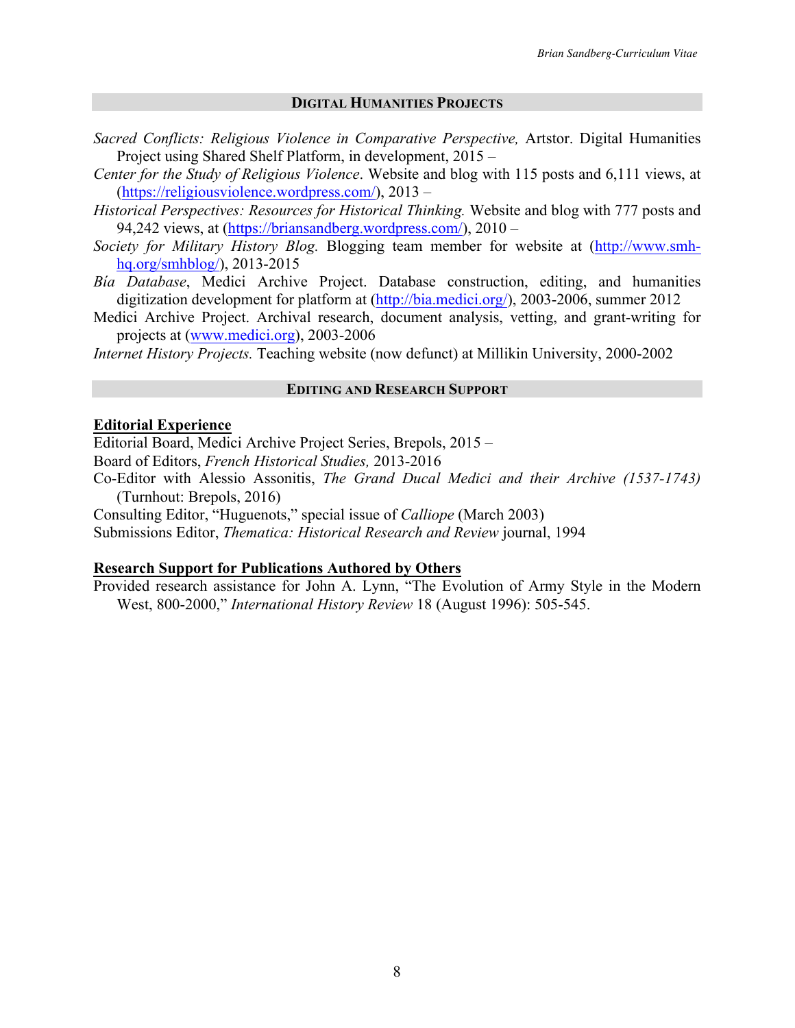## DIGITAL HUMANITIES PROJECTS

*Sacred Conflicts: Religious Violence in Comparative Perspective,* Artstor. Digital Humanities Project using Shared Shelf Platform, in development, 2015 –

*Center for the Study of Religious Violence*. Website and blog with 115 posts and 6,111 views, at (https://religiousviolence.wordpress.com/), 2013 –

*Historical Perspectives: Resources for Historical Thinking.* Website and blog with 777 posts and 94,242 views, at (https://briansandberg.wordpress.com/), 2010 –

*Society for Military History Blog.* Blogging team member for website at (http://www.smh-hq.org/smhblog/), 2013-2015

*Bía Database*, Medici Archive Project. Database construction, editing, and humanities digitization development for platform at (http://bia.medici.org/), 2003-2006, summer 2012

Medici Archive Project. Archival research, document analysis, vetting, and grant-writing for projects at (www.medici.org), 2003-2006

*Internet History Projects.* Teaching website (now defunct) at Millikin University, 2000-2002

## EDITING AND RESEARCH SUPPORT

### Editorial Experience

Editorial Board, Medici Archive Project Series, Brepols, 2015 –

Board of Editors, *French Historical Studies,* 2013-2016

Co-Editor with Alessio Assonitis, *The Grand Ducal Medici and their Archive (1537-1743)* (Turnhout: Brepols, 2016)

Consulting Editor, "Huguenots," special issue of *Calliope* (March 2003)

Submissions Editor, *Thematica: Historical Research and Review* journal, 1994

### Research Support for Publications Authored by Others

Provided research assistance for John A. Lynn, "The Evolution of Army Style in the Modern West, 800-2000," *International History Review* 18 (August 1996): 505-545.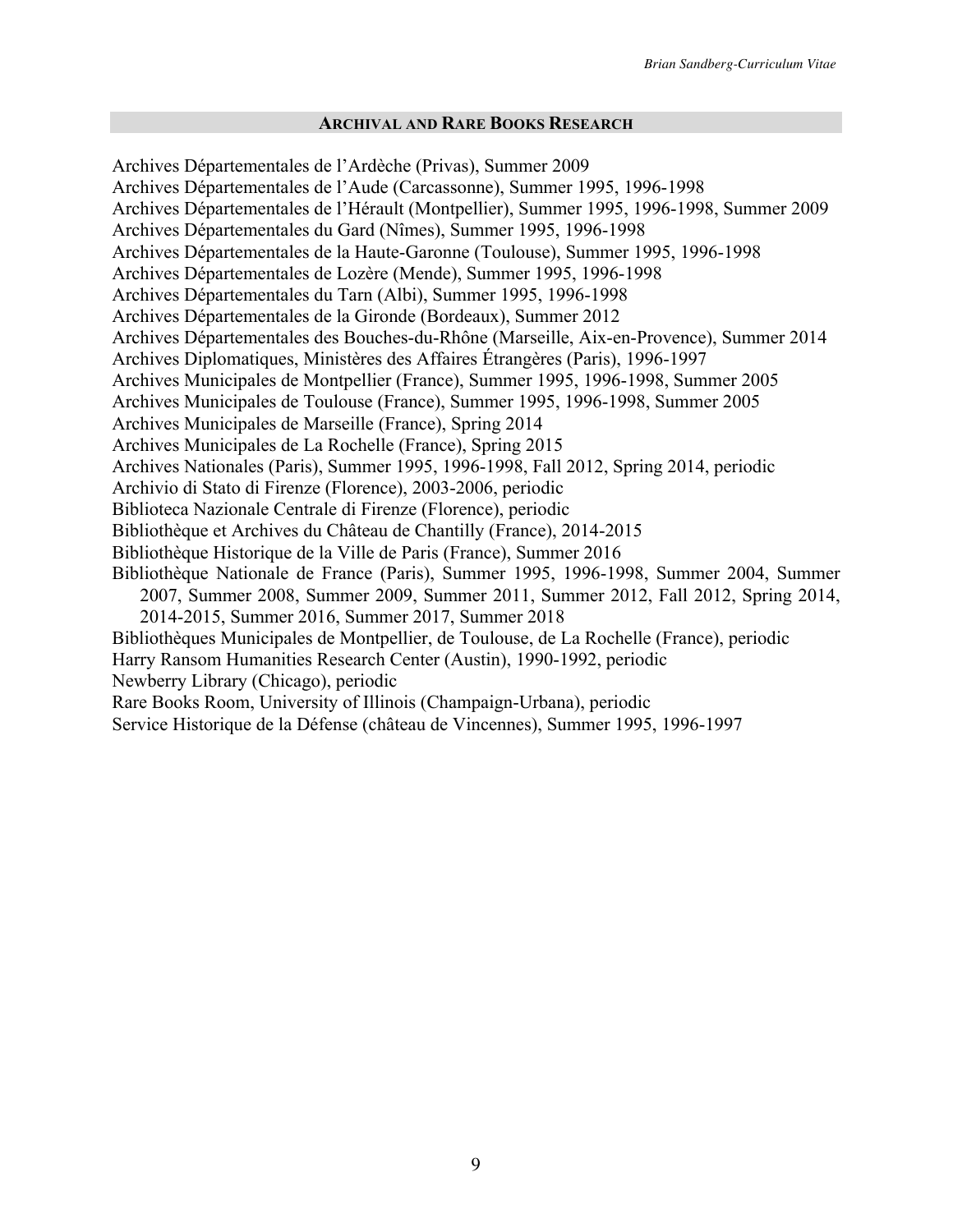## Archival and Rare Books Research

Archives Départementales de l'Ardèche (Privas), Summer 2009
Archives Départementales de l'Aude (Carcassonne), Summer 1995, 1996-1998
Archives Départementales de l'Hérault (Montpellier), Summer 1995, 1996-1998, Summer 2009
Archives Départementales du Gard (Nîmes), Summer 1995, 1996-1998
Archives Départementales de la Haute-Garonne (Toulouse), Summer 1995, 1996-1998
Archives Départementales de Lozère (Mende), Summer 1995, 1996-1998
Archives Départementales du Tarn (Albi), Summer 1995, 1996-1998
Archives Départementales de la Gironde (Bordeaux), Summer 2012
Archives Départementales des Bouches-du-Rhône (Marseille, Aix-en-Provence), Summer 2014
Archives Diplomatiques, Ministères des Affaires Étrangères (Paris), 1996-1997
Archives Municipales de Montpellier (France), Summer 1995, 1996-1998, Summer 2005
Archives Municipales de Toulouse (France), Summer 1995, 1996-1998, Summer 2005
Archives Municipales de Marseille (France), Spring 2014
Archives Municipales de La Rochelle (France), Spring 2015
Archives Nationales (Paris), Summer 1995, 1996-1998, Fall 2012, Spring 2014, periodic
Archivio di Stato di Firenze (Florence), 2003-2006, periodic
Biblioteca Nazionale Centrale di Firenze (Florence), periodic
Bibliothèque et Archives du Château de Chantilly (France), 2014-2015
Bibliothèque Historique de la Ville de Paris (France), Summer 2016
Bibliothèque Nationale de France (Paris), Summer 1995, 1996-1998, Summer 2004, Summer 2007, Summer 2008, Summer 2009, Summer 2011, Summer 2012, Fall 2012, Spring 2014, 2014-2015, Summer 2016, Summer 2017, Summer 2018
Bibliothèques Municipales de Montpellier, de Toulouse, de La Rochelle (France), periodic
Harry Ransom Humanities Research Center (Austin), 1990-1992, periodic
Newberry Library (Chicago), periodic
Rare Books Room, University of Illinois (Champaign-Urbana), periodic
Service Historique de la Défense (château de Vincennes), Summer 1995, 1996-1997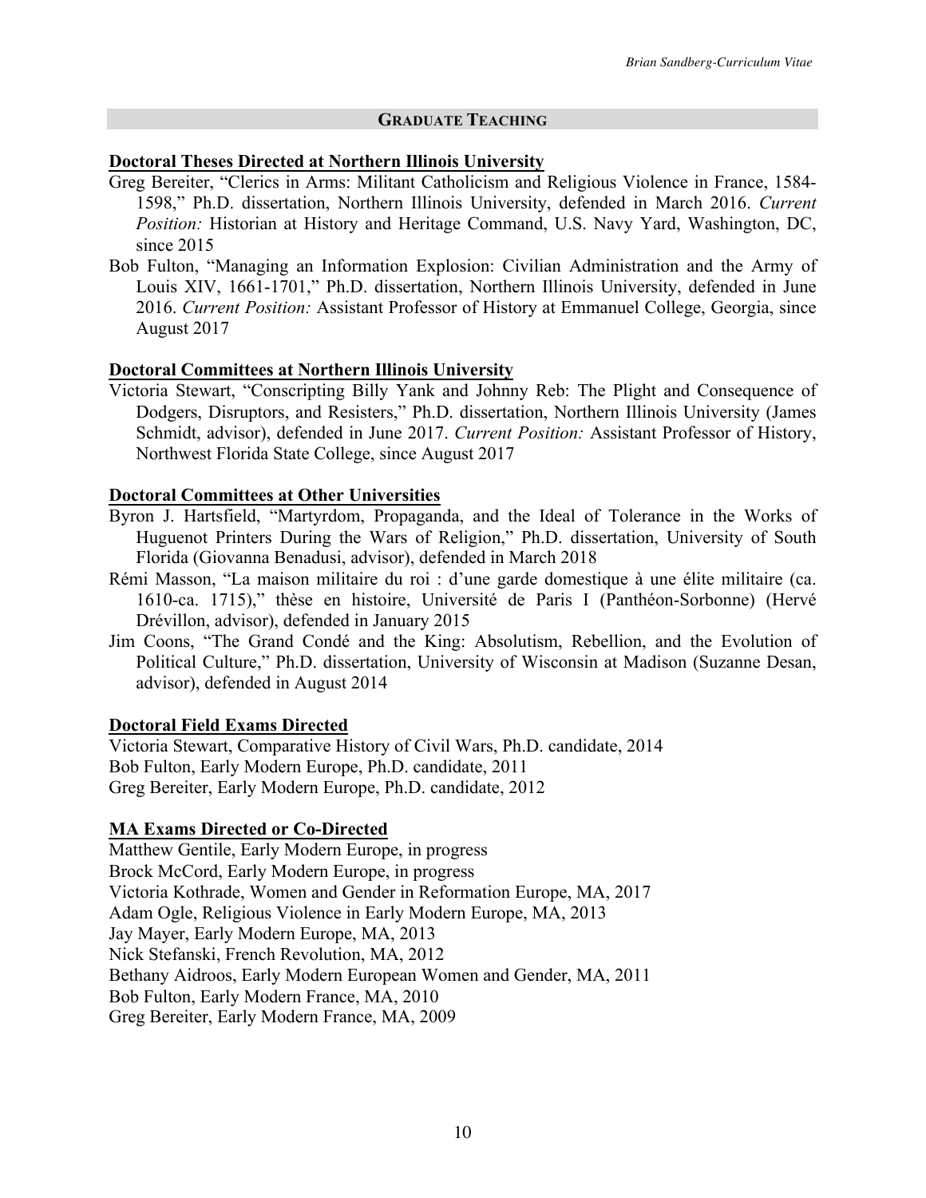## GRADUATE TEACHING

### Doctoral Theses Directed at Northern Illinois University

Greg Bereiter, "Clerics in Arms: Militant Catholicism and Religious Violence in France, 1584-1598," Ph.D. dissertation, Northern Illinois University, defended in March 2016. *Current Position:* Historian at History and Heritage Command, U.S. Navy Yard, Washington, DC, since 2015

Bob Fulton, "Managing an Information Explosion: Civilian Administration and the Army of Louis XIV, 1661-1701," Ph.D. dissertation, Northern Illinois University, defended in June 2016. *Current Position:* Assistant Professor of History at Emmanuel College, Georgia, since August 2017

### Doctoral Committees at Northern Illinois University

Victoria Stewart, "Conscripting Billy Yank and Johnny Reb: The Plight and Consequence of Dodgers, Disruptors, and Resisters," Ph.D. dissertation, Northern Illinois University (James Schmidt, advisor), defended in June 2017. *Current Position:* Assistant Professor of History, Northwest Florida State College, since August 2017

### Doctoral Committees at Other Universities

Byron J. Hartsfield, "Martyrdom, Propaganda, and the Ideal of Tolerance in the Works of Huguenot Printers During the Wars of Religion," Ph.D. dissertation, University of South Florida (Giovanna Benadusi, advisor), defended in March 2018

Rémi Masson, "La maison militaire du roi : d'une garde domestique à une élite militaire (ca. 1610-ca. 1715)," thèse en histoire, Université de Paris I (Panthéon-Sorbonne) (Hervé Drévillon, advisor), defended in January 2015

Jim Coons, "The Grand Condé and the King: Absolutism, Rebellion, and the Evolution of Political Culture," Ph.D. dissertation, University of Wisconsin at Madison (Suzanne Desan, advisor), defended in August 2014

### Doctoral Field Exams Directed

Victoria Stewart, Comparative History of Civil Wars, Ph.D. candidate, 2014
Bob Fulton, Early Modern Europe, Ph.D. candidate, 2011
Greg Bereiter, Early Modern Europe, Ph.D. candidate, 2012

### MA Exams Directed or Co-Directed

Matthew Gentile, Early Modern Europe, in progress
Brock McCord, Early Modern Europe, in progress
Victoria Kothrade, Women and Gender in Reformation Europe, MA, 2017
Adam Ogle, Religious Violence in Early Modern Europe, MA, 2013
Jay Mayer, Early Modern Europe, MA, 2013
Nick Stefanski, French Revolution, MA, 2012
Bethany Aidroos, Early Modern European Women and Gender, MA, 2011
Bob Fulton, Early Modern France, MA, 2010
Greg Bereiter, Early Modern France, MA, 2009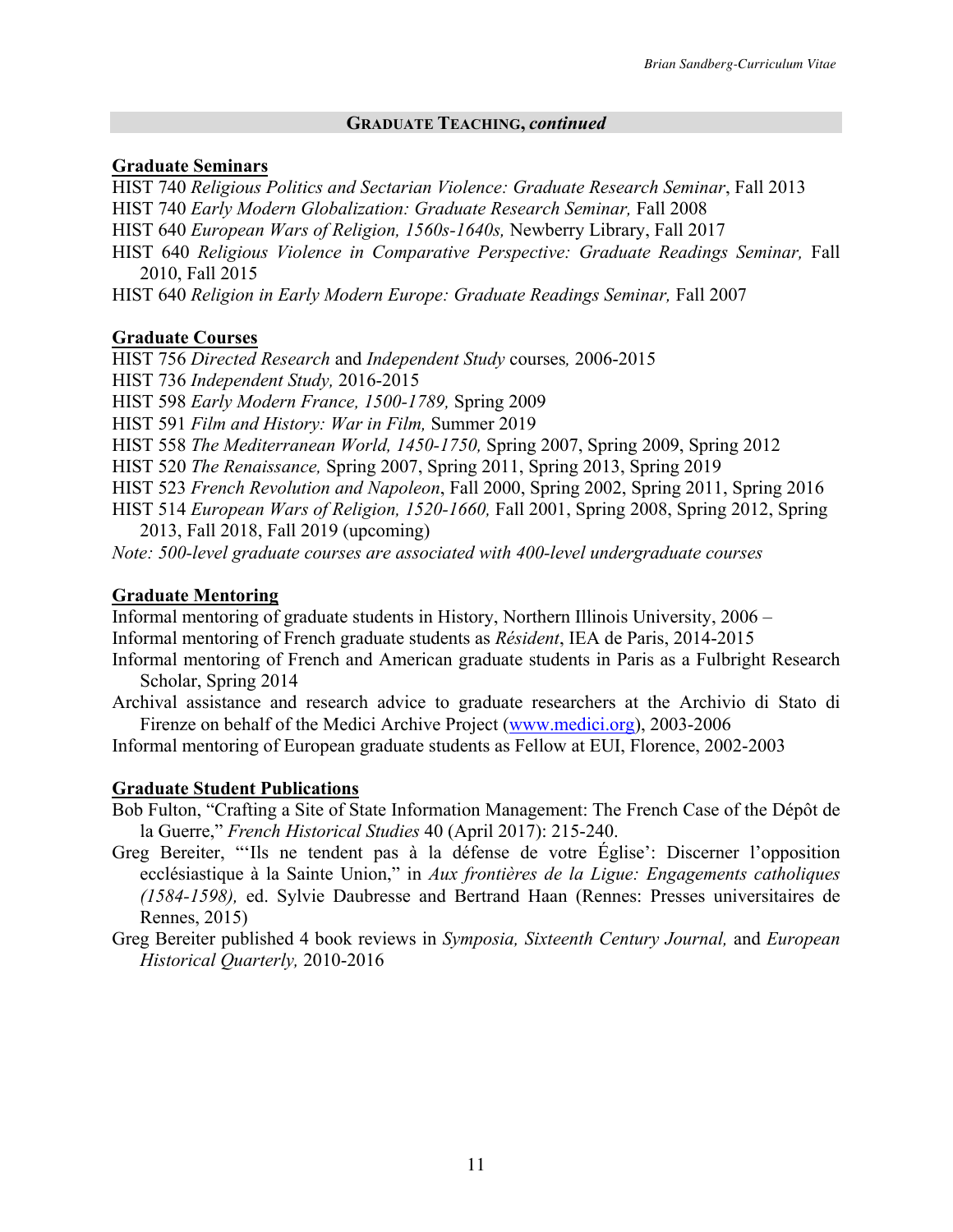## GRADUATE TEACHING, *continued*

### Graduate Seminars

HIST 740 *Religious Politics and Sectarian Violence: Graduate Research Seminar*, Fall 2013
HIST 740 *Early Modern Globalization: Graduate Research Seminar,* Fall 2008
HIST 640 *European Wars of Religion, 1560s-1640s,* Newberry Library, Fall 2017
HIST 640 *Religious Violence in Comparative Perspective: Graduate Readings Seminar,* Fall 2010, Fall 2015
HIST 640 *Religion in Early Modern Europe: Graduate Readings Seminar,* Fall 2007

### Graduate Courses

HIST 756 *Directed Research* and *Independent Study* courses*,* 2006-2015
HIST 736 *Independent Study,* 2016-2015
HIST 598 *Early Modern France, 1500-1789,* Spring 2009
HIST 591 *Film and History: War in Film,* Summer 2019
HIST 558 *The Mediterranean World, 1450-1750,* Spring 2007, Spring 2009, Spring 2012
HIST 520 *The Renaissance,* Spring 2007, Spring 2011, Spring 2013, Spring 2019
HIST 523 *French Revolution and Napoleon*, Fall 2000, Spring 2002, Spring 2011, Spring 2016
HIST 514 *European Wars of Religion, 1520-1660,* Fall 2001, Spring 2008, Spring 2012, Spring 2013, Fall 2018, Fall 2019 (upcoming)
*Note: 500-level graduate courses are associated with 400-level undergraduate courses*

### Graduate Mentoring

Informal mentoring of graduate students in History, Northern Illinois University, 2006 –
Informal mentoring of French graduate students as *Résident*, IEA de Paris, 2014-2015
Informal mentoring of French and American graduate students in Paris as a Fulbright Research Scholar, Spring 2014
Archival assistance and research advice to graduate researchers at the Archivio di Stato di Firenze on behalf of the Medici Archive Project (www.medici.org), 2003-2006
Informal mentoring of European graduate students as Fellow at EUI, Florence, 2002-2003

### Graduate Student Publications

Bob Fulton, "Crafting a Site of State Information Management: The French Case of the Dépôt de la Guerre," *French Historical Studies* 40 (April 2017): 215-240.
Greg Bereiter, "'Ils ne tendent pas à la défense de votre Église': Discerner l'opposition ecclésiastique à la Sainte Union," in *Aux frontières de la Ligue: Engagements catholiques (1584-1598),* ed. Sylvie Daubresse and Bertrand Haan (Rennes: Presses universitaires de Rennes, 2015)
Greg Bereiter published 4 book reviews in *Symposia, Sixteenth Century Journal,* and *European Historical Quarterly,* 2010-2016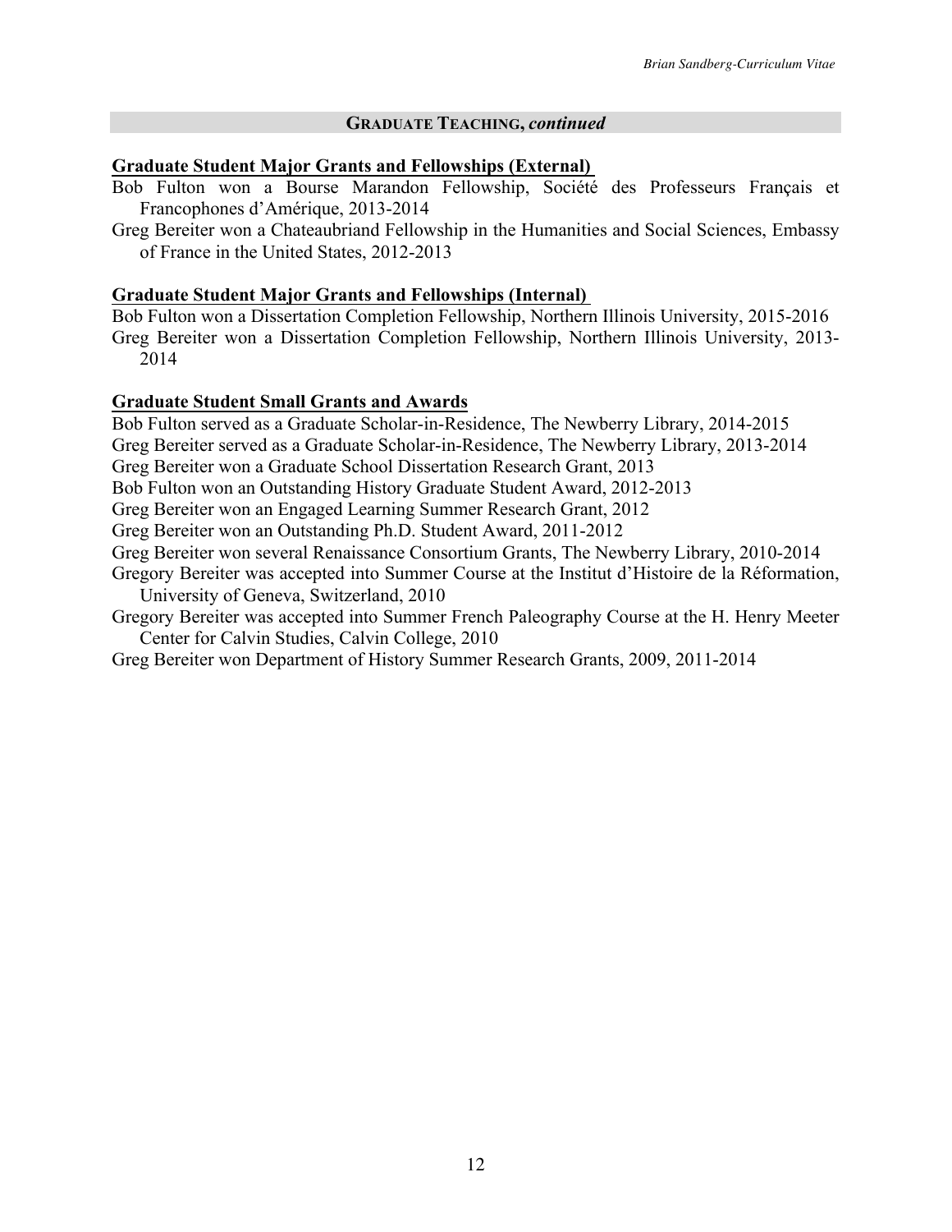## GRADUATE TEACHING, *continued*

### Graduate Student Major Grants and Fellowships (External)

Bob Fulton won a Bourse Marandon Fellowship, Société des Professeurs Français et Francophones d'Amérique, 2013-2014

Greg Bereiter won a Chateaubriand Fellowship in the Humanities and Social Sciences, Embassy of France in the United States, 2012-2013

### Graduate Student Major Grants and Fellowships (Internal)

Bob Fulton won a Dissertation Completion Fellowship, Northern Illinois University, 2015-2016

Greg Bereiter won a Dissertation Completion Fellowship, Northern Illinois University, 2013-2014

### Graduate Student Small Grants and Awards

Bob Fulton served as a Graduate Scholar-in-Residence, The Newberry Library, 2014-2015

Greg Bereiter served as a Graduate Scholar-in-Residence, The Newberry Library, 2013-2014

Greg Bereiter won a Graduate School Dissertation Research Grant, 2013

Bob Fulton won an Outstanding History Graduate Student Award, 2012-2013

Greg Bereiter won an Engaged Learning Summer Research Grant, 2012

Greg Bereiter won an Outstanding Ph.D. Student Award, 2011-2012

Greg Bereiter won several Renaissance Consortium Grants, The Newberry Library, 2010-2014

Gregory Bereiter was accepted into Summer Course at the Institut d'Histoire de la Réformation, University of Geneva, Switzerland, 2010

Gregory Bereiter was accepted into Summer French Paleography Course at the H. Henry Meeter Center for Calvin Studies, Calvin College, 2010

Greg Bereiter won Department of History Summer Research Grants, 2009, 2011-2014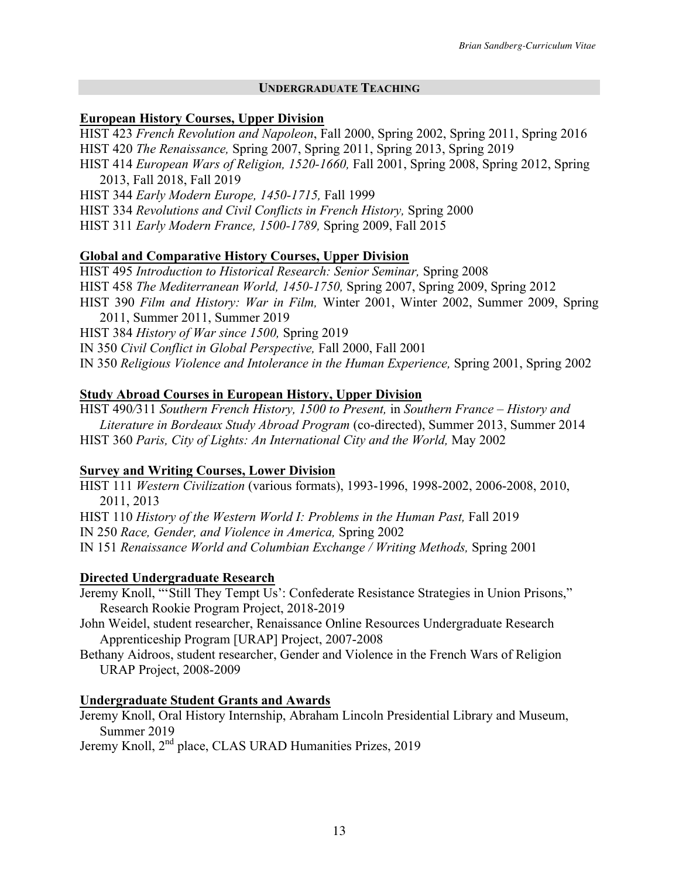## Undergraduate Teaching

### European History Courses, Upper Division

HIST 423 *French Revolution and Napoleon*, Fall 2000, Spring 2002, Spring 2011, Spring 2016
HIST 420 *The Renaissance,* Spring 2007, Spring 2011, Spring 2013, Spring 2019
HIST 414 *European Wars of Religion, 1520-1660,* Fall 2001, Spring 2008, Spring 2012, Spring 2013, Fall 2018, Fall 2019
HIST 344 *Early Modern Europe, 1450-1715,* Fall 1999
HIST 334 *Revolutions and Civil Conflicts in French History,* Spring 2000
HIST 311 *Early Modern France, 1500-1789,* Spring 2009, Fall 2015

### Global and Comparative History Courses, Upper Division

HIST 495 *Introduction to Historical Research: Senior Seminar,* Spring 2008
HIST 458 *The Mediterranean World, 1450-1750,* Spring 2007, Spring 2009, Spring 2012
HIST 390 *Film and History: War in Film,* Winter 2001, Winter 2002, Summer 2009, Spring 2011, Summer 2011, Summer 2019
HIST 384 *History of War since 1500,* Spring 2019
IN 350 *Civil Conflict in Global Perspective,* Fall 2000, Fall 2001
IN 350 *Religious Violence and Intolerance in the Human Experience,* Spring 2001, Spring 2002

### Study Abroad Courses in European History, Upper Division

HIST 490/311 *Southern French History, 1500 to Present,* in *Southern France – History and Literature in Bordeaux Study Abroad Program* (co-directed), Summer 2013, Summer 2014
HIST 360 *Paris, City of Lights: An International City and the World,* May 2002

### Survey and Writing Courses, Lower Division

HIST 111 *Western Civilization* (various formats), 1993-1996, 1998-2002, 2006-2008, 2010, 2011, 2013
HIST 110 *History of the Western World I: Problems in the Human Past,* Fall 2019
IN 250 *Race, Gender, and Violence in America,* Spring 2002
IN 151 *Renaissance World and Columbian Exchange / Writing Methods,* Spring 2001

### Directed Undergraduate Research

Jeremy Knoll, "'Still They Tempt Us': Confederate Resistance Strategies in Union Prisons," Research Rookie Program Project, 2018-2019
John Weidel, student researcher, Renaissance Online Resources Undergraduate Research Apprenticeship Program [URAP] Project, 2007-2008
Bethany Aidroos, student researcher, Gender and Violence in the French Wars of Religion URAP Project, 2008-2009

### Undergraduate Student Grants and Awards

Jeremy Knoll, Oral History Internship, Abraham Lincoln Presidential Library and Museum, Summer 2019
Jeremy Knoll, 2nd place, CLAS URAD Humanities Prizes, 2019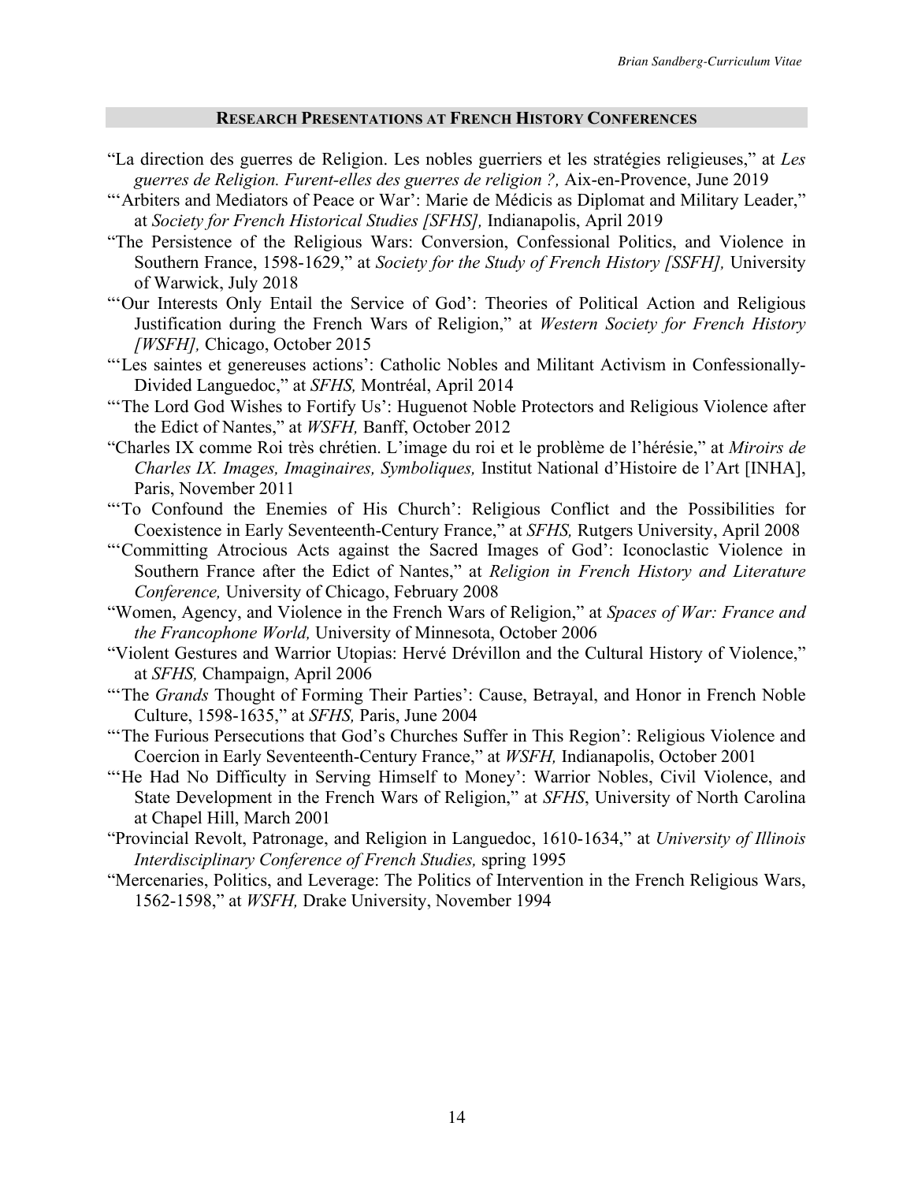## RESEARCH PRESENTATIONS AT FRENCH HISTORY CONFERENCES

"La direction des guerres de Religion. Les nobles guerriers et les stratégies religieuses," at *Les guerres de Religion. Furent-elles des guerres de religion ?,* Aix-en-Provence, June 2019

"'Arbiters and Mediators of Peace or War': Marie de Médicis as Diplomat and Military Leader," at *Society for French Historical Studies [SFHS],* Indianapolis, April 2019

"The Persistence of the Religious Wars: Conversion, Confessional Politics, and Violence in Southern France, 1598-1629," at *Society for the Study of French History [SSFH],* University of Warwick, July 2018

"'Our Interests Only Entail the Service of God': Theories of Political Action and Religious Justification during the French Wars of Religion," at *Western Society for French History [WSFH],* Chicago, October 2015

"'Les saintes et genereuses actions': Catholic Nobles and Militant Activism in Confessionally-Divided Languedoc," at *SFHS,* Montréal, April 2014

"'The Lord God Wishes to Fortify Us': Huguenot Noble Protectors and Religious Violence after the Edict of Nantes," at *WSFH,* Banff, October 2012

"Charles IX comme Roi très chrétien. L'image du roi et le problème de l'hérésie," at *Miroirs de Charles IX. Images, Imaginaires, Symboliques,* Institut National d'Histoire de l'Art [INHA], Paris, November 2011

"'To Confound the Enemies of His Church': Religious Conflict and the Possibilities for Coexistence in Early Seventeenth-Century France," at *SFHS,* Rutgers University, April 2008

"'Committing Atrocious Acts against the Sacred Images of God': Iconoclastic Violence in Southern France after the Edict of Nantes," at *Religion in French History and Literature Conference,* University of Chicago, February 2008

"Women, Agency, and Violence in the French Wars of Religion," at *Spaces of War: France and the Francophone World,* University of Minnesota, October 2006

"Violent Gestures and Warrior Utopias: Hervé Drévillon and the Cultural History of Violence," at *SFHS,* Champaign, April 2006

"'The *Grands* Thought of Forming Their Parties': Cause, Betrayal, and Honor in French Noble Culture, 1598-1635," at *SFHS,* Paris, June 2004

"'The Furious Persecutions that God's Churches Suffer in This Region': Religious Violence and Coercion in Early Seventeenth-Century France," at *WSFH,* Indianapolis, October 2001

"'He Had No Difficulty in Serving Himself to Money': Warrior Nobles, Civil Violence, and State Development in the French Wars of Religion," at *SFHS*, University of North Carolina at Chapel Hill, March 2001

"Provincial Revolt, Patronage, and Religion in Languedoc, 1610-1634," at *University of Illinois Interdisciplinary Conference of French Studies,* spring 1995

"Mercenaries, Politics, and Leverage: The Politics of Intervention in the French Religious Wars, 1562-1598," at *WSFH,* Drake University, November 1994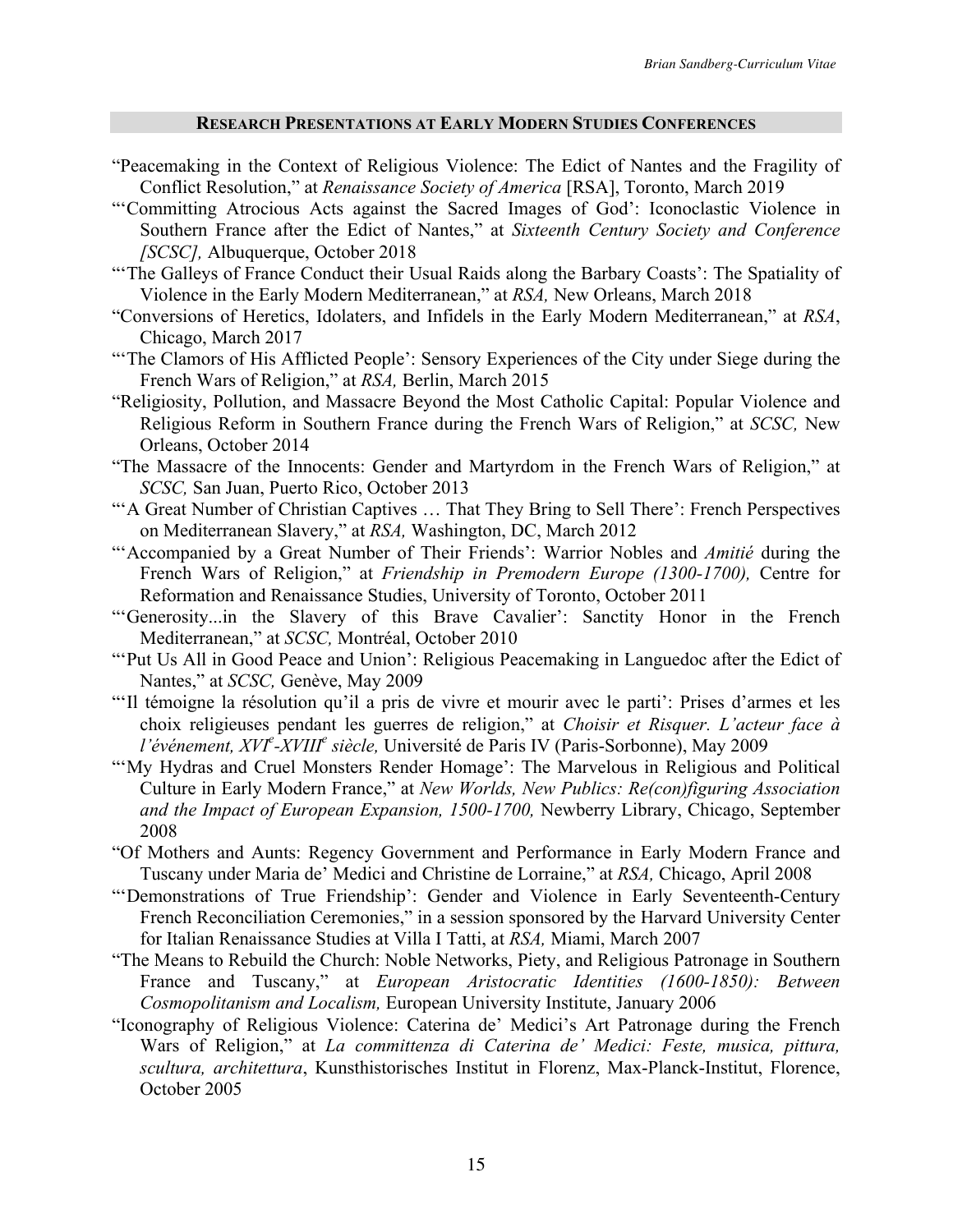## RESEARCH PRESENTATIONS AT EARLY MODERN STUDIES CONFERENCES

"Peacemaking in the Context of Religious Violence: The Edict of Nantes and the Fragility of Conflict Resolution," at *Renaissance Society of America* [RSA], Toronto, March 2019

"'Committing Atrocious Acts against the Sacred Images of God': Iconoclastic Violence in Southern France after the Edict of Nantes," at *Sixteenth Century Society and Conference [SCSC],* Albuquerque, October 2018

"'The Galleys of France Conduct their Usual Raids along the Barbary Coasts': The Spatiality of Violence in the Early Modern Mediterranean," at *RSA,* New Orleans, March 2018

"Conversions of Heretics, Idolaters, and Infidels in the Early Modern Mediterranean," at *RSA*, Chicago, March 2017

"'The Clamors of His Afflicted People': Sensory Experiences of the City under Siege during the French Wars of Religion," at *RSA,* Berlin, March 2015

"Religiosity, Pollution, and Massacre Beyond the Most Catholic Capital: Popular Violence and Religious Reform in Southern France during the French Wars of Religion," at *SCSC,* New Orleans, October 2014

"The Massacre of the Innocents: Gender and Martyrdom in the French Wars of Religion," at *SCSC,* San Juan, Puerto Rico, October 2013

"'A Great Number of Christian Captives … That They Bring to Sell There': French Perspectives on Mediterranean Slavery," at *RSA,* Washington, DC, March 2012

"'Accompanied by a Great Number of Their Friends': Warrior Nobles and *Amitié* during the French Wars of Religion," at *Friendship in Premodern Europe (1300-1700),* Centre for Reformation and Renaissance Studies, University of Toronto, October 2011

"'Generosity...in the Slavery of this Brave Cavalier': Sanctity Honor in the French Mediterranean," at *SCSC,* Montréal, October 2010

"'Put Us All in Good Peace and Union': Religious Peacemaking in Languedoc after the Edict of Nantes," at *SCSC,* Genève, May 2009

"'Il témoigne la résolution qu'il a pris de vivre et mourir avec le parti': Prises d'armes et les choix religieuses pendant les guerres de religion," at *Choisir et Risquer. L'acteur face à l'événement, XVI*[e]*-XVIII*[e] *siècle,* Université de Paris IV (Paris-Sorbonne), May 2009

"'My Hydras and Cruel Monsters Render Homage': The Marvelous in Religious and Political Culture in Early Modern France," at *New Worlds, New Publics: Re(con)figuring Association and the Impact of European Expansion, 1500-1700,* Newberry Library, Chicago, September 2008

"Of Mothers and Aunts: Regency Government and Performance in Early Modern France and Tuscany under Maria de' Medici and Christine de Lorraine," at *RSA,* Chicago, April 2008

"'Demonstrations of True Friendship': Gender and Violence in Early Seventeenth-Century French Reconciliation Ceremonies," in a session sponsored by the Harvard University Center for Italian Renaissance Studies at Villa I Tatti, at *RSA,* Miami, March 2007

"The Means to Rebuild the Church: Noble Networks, Piety, and Religious Patronage in Southern France and Tuscany," at *European Aristocratic Identities (1600-1850): Between Cosmopolitanism and Localism,* European University Institute, January 2006

"Iconography of Religious Violence: Caterina de' Medici's Art Patronage during the French Wars of Religion," at *La committenza di Caterina de' Medici: Feste, musica, pittura, scultura, architettura*, Kunsthistorisches Institut in Florenz, Max-Planck-Institut, Florence, October 2005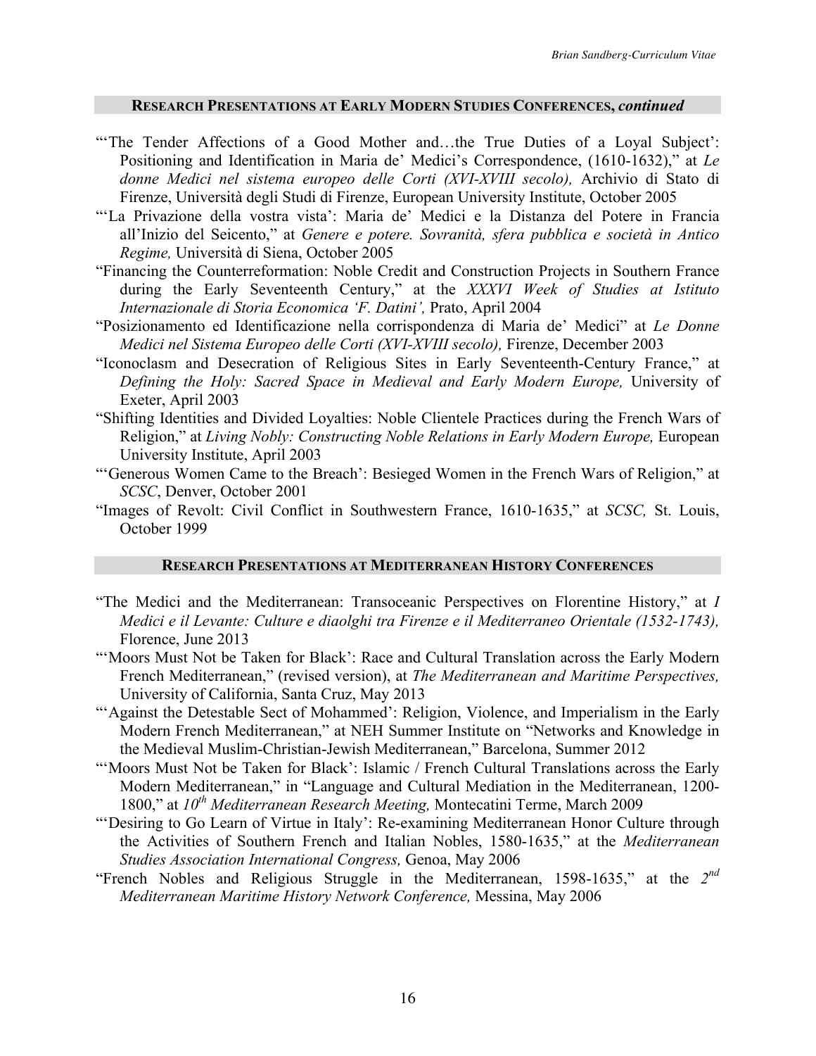## Research Presentations at Early Modern Studies Conferences, *continued*

"'The Tender Affections of a Good Mother and…the True Duties of a Loyal Subject': Positioning and Identification in Maria de' Medici's Correspondence, (1610-1632)," at *Le donne Medici nel sistema europeo delle Corti (XVI-XVIII secolo),* Archivio di Stato di Firenze, Università degli Studi di Firenze, European University Institute, October 2005

"'La Privazione della vostra vista': Maria de' Medici e la Distanza del Potere in Francia all'Inizio del Seicento," at *Genere e potere. Sovranità, sfera pubblica e società in Antico Regime,* Università di Siena, October 2005

"Financing the Counterreformation: Noble Credit and Construction Projects in Southern France during the Early Seventeenth Century," at the *XXXVI Week of Studies at Istituto Internazionale di Storia Economica 'F. Datini',* Prato, April 2004

"Posizionamento ed Identificazione nella corrispondenza di Maria de' Medici" at *Le Donne Medici nel Sistema Europeo delle Corti (XVI-XVIII secolo),* Firenze, December 2003

"Iconoclasm and Desecration of Religious Sites in Early Seventeenth-Century France," at *Defining the Holy: Sacred Space in Medieval and Early Modern Europe,* University of Exeter, April 2003

"Shifting Identities and Divided Loyalties: Noble Clientele Practices during the French Wars of Religion," at *Living Nobly: Constructing Noble Relations in Early Modern Europe,* European University Institute, April 2003

"'Generous Women Came to the Breach': Besieged Women in the French Wars of Religion," at *SCSC*, Denver, October 2001

"Images of Revolt: Civil Conflict in Southwestern France, 1610-1635," at *SCSC,* St. Louis, October 1999

## Research Presentations at Mediterranean History Conferences

"The Medici and the Mediterranean: Transoceanic Perspectives on Florentine History," at *I Medici e il Levante: Culture e diaolghi tra Firenze e il Mediterraneo Orientale (1532-1743),* Florence, June 2013

"'Moors Must Not be Taken for Black': Race and Cultural Translation across the Early Modern French Mediterranean," (revised version), at *The Mediterranean and Maritime Perspectives,* University of California, Santa Cruz, May 2013

"'Against the Detestable Sect of Mohammed': Religion, Violence, and Imperialism in the Early Modern French Mediterranean," at NEH Summer Institute on "Networks and Knowledge in the Medieval Muslim-Christian-Jewish Mediterranean," Barcelona, Summer 2012

"'Moors Must Not be Taken for Black': Islamic / French Cultural Translations across the Early Modern Mediterranean," in "Language and Cultural Mediation in the Mediterranean, 1200-1800," at *10th Mediterranean Research Meeting,* Montecatini Terme, March 2009

"'Desiring to Go Learn of Virtue in Italy': Re-examining Mediterranean Honor Culture through the Activities of Southern French and Italian Nobles, 1580-1635," at the *Mediterranean Studies Association International Congress,* Genoa, May 2006

"French Nobles and Religious Struggle in the Mediterranean, 1598-1635," at the *2nd Mediterranean Maritime History Network Conference,* Messina, May 2006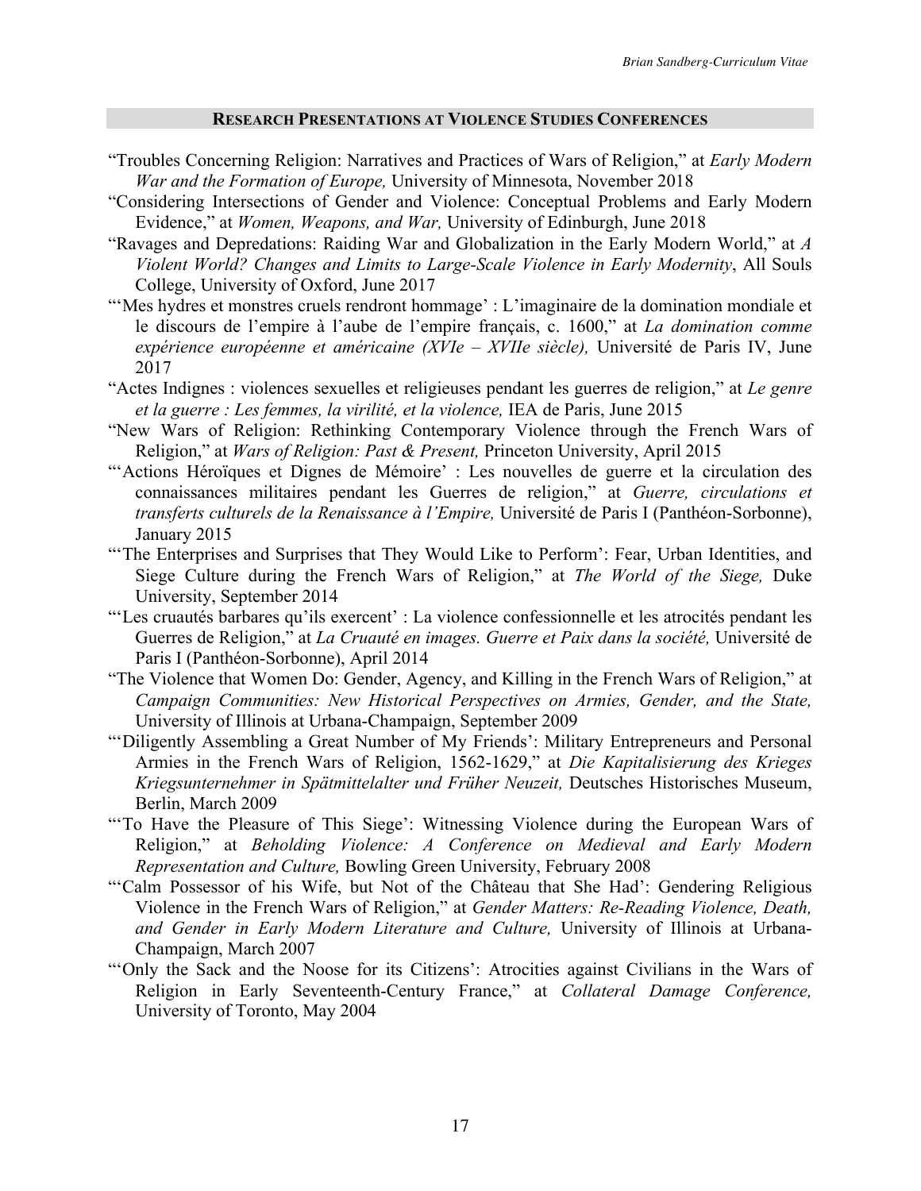## Research Presentations at Violence Studies Conferences

"Troubles Concerning Religion: Narratives and Practices of Wars of Religion," at *Early Modern War and the Formation of Europe,* University of Minnesota, November 2018

"Considering Intersections of Gender and Violence: Conceptual Problems and Early Modern Evidence," at *Women, Weapons, and War,* University of Edinburgh, June 2018

"Ravages and Depredations: Raiding War and Globalization in the Early Modern World," at *A Violent World? Changes and Limits to Large-Scale Violence in Early Modernity*, All Souls College, University of Oxford, June 2017

"'Mes hydres et monstres cruels rendront hommage' : L'imaginaire de la domination mondiale et le discours de l'empire à l'aube de l'empire français, c. 1600," at *La domination comme expérience européenne et américaine (XVIe – XVIIe siècle),* Université de Paris IV, June 2017

"Actes Indignes : violences sexuelles et religieuses pendant les guerres de religion," at *Le genre et la guerre : Les femmes, la virilité, et la violence,* IEA de Paris, June 2015

"New Wars of Religion: Rethinking Contemporary Violence through the French Wars of Religion," at *Wars of Religion: Past & Present,* Princeton University, April 2015

"'Actions Héroïques et Dignes de Mémoire' : Les nouvelles de guerre et la circulation des connaissances militaires pendant les Guerres de religion," at *Guerre, circulations et transferts culturels de la Renaissance à l'Empire,* Université de Paris I (Panthéon-Sorbonne), January 2015

"'The Enterprises and Surprises that They Would Like to Perform': Fear, Urban Identities, and Siege Culture during the French Wars of Religion," at *The World of the Siege,* Duke University, September 2014

"'Les cruautés barbares qu'ils exercent' : La violence confessionnelle et les atrocités pendant les Guerres de Religion," at *La Cruauté en images. Guerre et Paix dans la société,* Université de Paris I (Panthéon-Sorbonne), April 2014

"The Violence that Women Do: Gender, Agency, and Killing in the French Wars of Religion," at *Campaign Communities: New Historical Perspectives on Armies, Gender, and the State,* University of Illinois at Urbana-Champaign, September 2009

"'Diligently Assembling a Great Number of My Friends': Military Entrepreneurs and Personal Armies in the French Wars of Religion, 1562-1629," at *Die Kapitalisierung des Krieges Kriegsunternehmer in Spätmittelalter und Früher Neuzeit,* Deutsches Historisches Museum, Berlin, March 2009

"'To Have the Pleasure of This Siege': Witnessing Violence during the European Wars of Religion," at *Beholding Violence: A Conference on Medieval and Early Modern Representation and Culture,* Bowling Green University, February 2008

"'Calm Possessor of his Wife, but Not of the Château that She Had': Gendering Religious Violence in the French Wars of Religion," at *Gender Matters: Re-Reading Violence, Death, and Gender in Early Modern Literature and Culture,* University of Illinois at Urbana-Champaign, March 2007

"'Only the Sack and the Noose for its Citizens': Atrocities against Civilians in the Wars of Religion in Early Seventeenth-Century France," at *Collateral Damage Conference,* University of Toronto, May 2004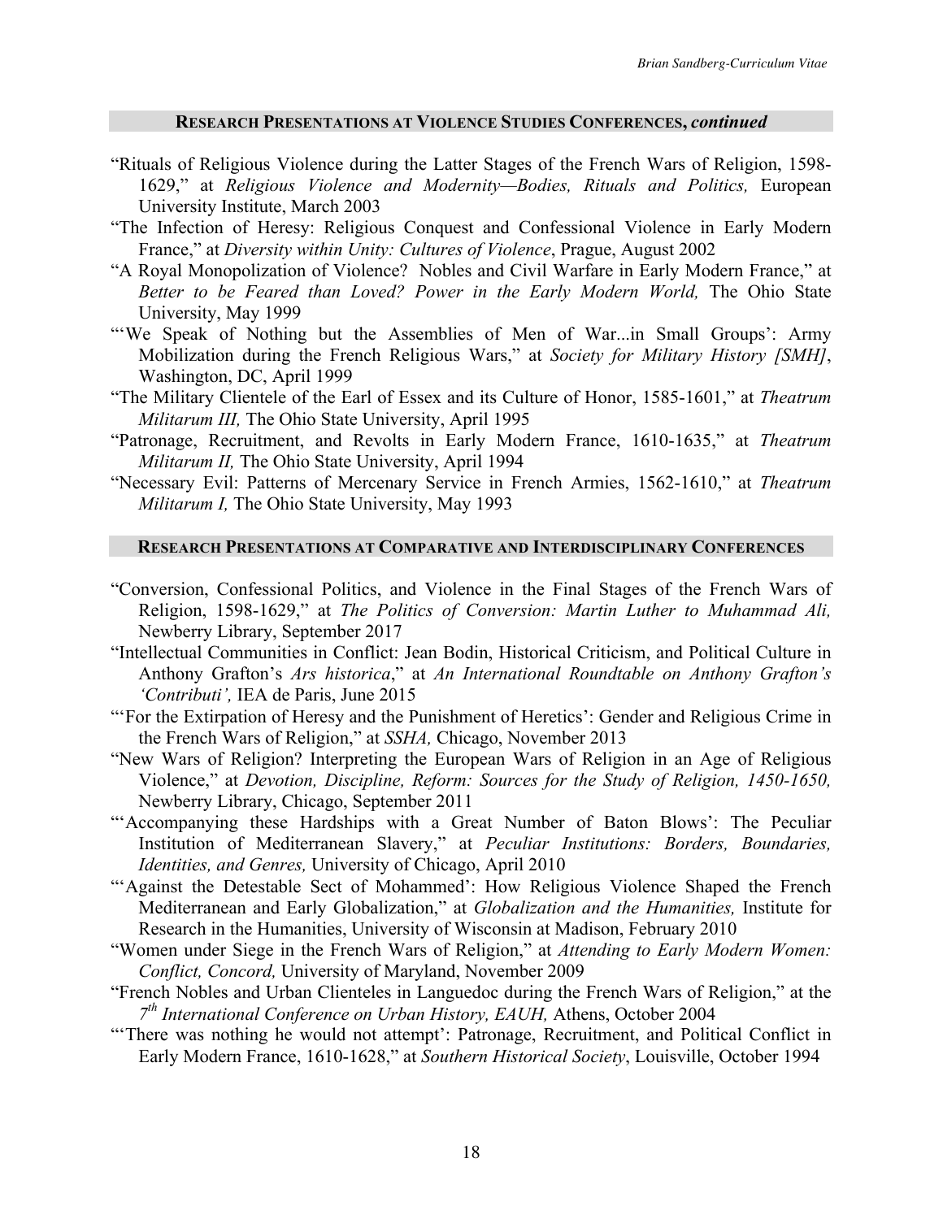## RESEARCH PRESENTATIONS AT VIOLENCE STUDIES CONFERENCES, *continued*

"Rituals of Religious Violence during the Latter Stages of the French Wars of Religion, 1598-1629," at *Religious Violence and Modernity—Bodies, Rituals and Politics,* European University Institute, March 2003

"The Infection of Heresy: Religious Conquest and Confessional Violence in Early Modern France," at *Diversity within Unity: Cultures of Violence*, Prague, August 2002

"A Royal Monopolization of Violence? Nobles and Civil Warfare in Early Modern France," at *Better to be Feared than Loved? Power in the Early Modern World,* The Ohio State University, May 1999

"'We Speak of Nothing but the Assemblies of Men of War...in Small Groups': Army Mobilization during the French Religious Wars," at *Society for Military History [SMH]*, Washington, DC, April 1999

"The Military Clientele of the Earl of Essex and its Culture of Honor, 1585-1601," at *Theatrum Militarum III,* The Ohio State University, April 1995

"Patronage, Recruitment, and Revolts in Early Modern France, 1610-1635," at *Theatrum Militarum II,* The Ohio State University, April 1994

"Necessary Evil: Patterns of Mercenary Service in French Armies, 1562-1610," at *Theatrum Militarum I,* The Ohio State University, May 1993

## RESEARCH PRESENTATIONS AT COMPARATIVE AND INTERDISCIPLINARY CONFERENCES

"Conversion, Confessional Politics, and Violence in the Final Stages of the French Wars of Religion, 1598-1629," at *The Politics of Conversion: Martin Luther to Muhammad Ali,* Newberry Library, September 2017

"Intellectual Communities in Conflict: Jean Bodin, Historical Criticism, and Political Culture in Anthony Grafton's *Ars historica*," at *An International Roundtable on Anthony Grafton's 'Contributi',* IEA de Paris, June 2015

"'For the Extirpation of Heresy and the Punishment of Heretics': Gender and Religious Crime in the French Wars of Religion," at *SSHA,* Chicago, November 2013

"New Wars of Religion? Interpreting the European Wars of Religion in an Age of Religious Violence," at *Devotion, Discipline, Reform: Sources for the Study of Religion, 1450-1650,* Newberry Library, Chicago, September 2011

"'Accompanying these Hardships with a Great Number of Baton Blows': The Peculiar Institution of Mediterranean Slavery," at *Peculiar Institutions: Borders, Boundaries, Identities, and Genres,* University of Chicago, April 2010

"'Against the Detestable Sect of Mohammed': How Religious Violence Shaped the French Mediterranean and Early Globalization," at *Globalization and the Humanities,* Institute for Research in the Humanities, University of Wisconsin at Madison, February 2010

"Women under Siege in the French Wars of Religion," at *Attending to Early Modern Women: Conflict, Concord,* University of Maryland, November 2009

"French Nobles and Urban Clienteles in Languedoc during the French Wars of Religion," at the *7th International Conference on Urban History, EAUH,* Athens, October 2004

"'There was nothing he would not attempt': Patronage, Recruitment, and Political Conflict in Early Modern France, 1610-1628," at *Southern Historical Society*, Louisville, October 1994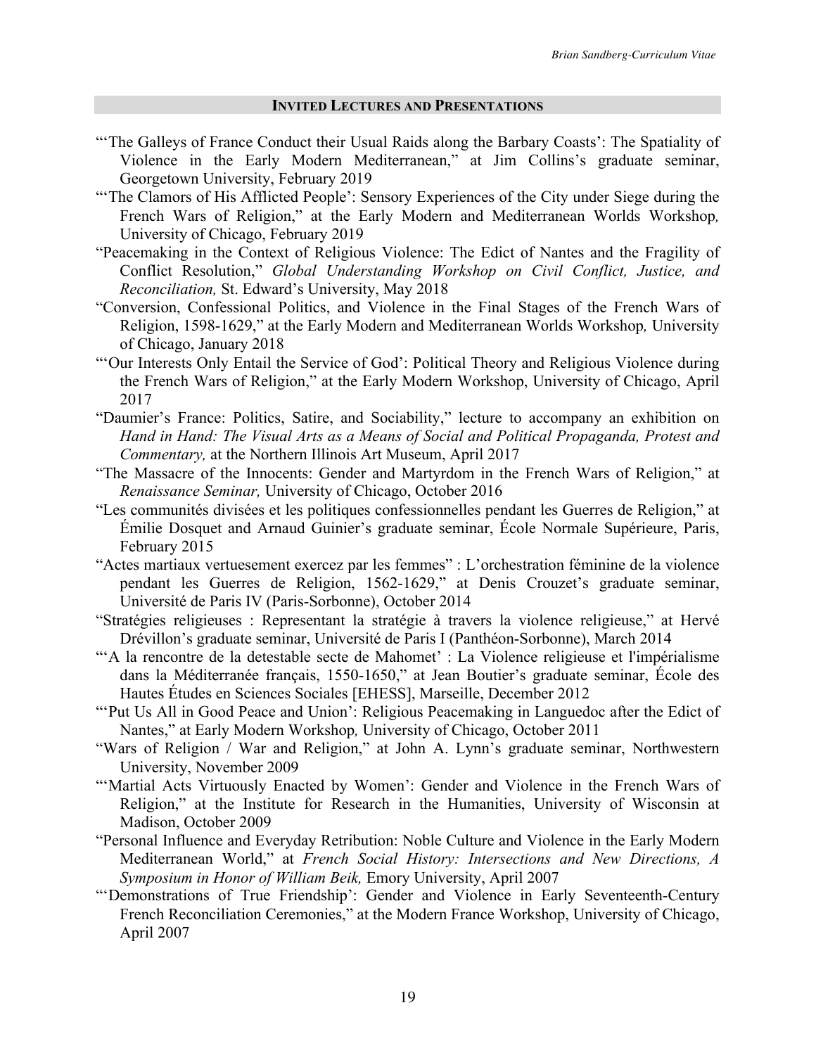## INVITED LECTURES AND PRESENTATIONS

"'The Galleys of France Conduct their Usual Raids along the Barbary Coasts': The Spatiality of Violence in the Early Modern Mediterranean," at Jim Collins's graduate seminar, Georgetown University, February 2019

"'The Clamors of His Afflicted People': Sensory Experiences of the City under Siege during the French Wars of Religion," at the Early Modern and Mediterranean Worlds Workshop*,* University of Chicago, February 2019

"Peacemaking in the Context of Religious Violence: The Edict of Nantes and the Fragility of Conflict Resolution," *Global Understanding Workshop on Civil Conflict, Justice, and Reconciliation,* St. Edward's University, May 2018

"Conversion, Confessional Politics, and Violence in the Final Stages of the French Wars of Religion, 1598-1629," at the Early Modern and Mediterranean Worlds Workshop*,* University of Chicago, January 2018

"'Our Interests Only Entail the Service of God': Political Theory and Religious Violence during the French Wars of Religion," at the Early Modern Workshop, University of Chicago, April 2017

"Daumier's France: Politics, Satire, and Sociability," lecture to accompany an exhibition on *Hand in Hand: The Visual Arts as a Means of Social and Political Propaganda, Protest and Commentary,* at the Northern Illinois Art Museum, April 2017

"The Massacre of the Innocents: Gender and Martyrdom in the French Wars of Religion," at *Renaissance Seminar,* University of Chicago, October 2016

"Les communités divisées et les politiques confessionnelles pendant les Guerres de Religion," at Émilie Dosquet and Arnaud Guinier's graduate seminar, École Normale Supérieure, Paris, February 2015

"Actes martiaux vertuesement exercez par les femmes" : L'orchestration féminine de la violence pendant les Guerres de Religion, 1562-1629," at Denis Crouzet's graduate seminar, Université de Paris IV (Paris-Sorbonne), October 2014

"Stratégies religieuses : Representant la stratégie à travers la violence religieuse," at Hervé Drévillon's graduate seminar, Université de Paris I (Panthéon-Sorbonne), March 2014

"'A la rencontre de la detestable secte de Mahomet' : La Violence religieuse et l'impérialisme dans la Méditerranée français, 1550-1650," at Jean Boutier's graduate seminar, École des Hautes Études en Sciences Sociales [EHESS], Marseille, December 2012

"'Put Us All in Good Peace and Union': Religious Peacemaking in Languedoc after the Edict of Nantes," at Early Modern Workshop*,* University of Chicago, October 2011

"Wars of Religion / War and Religion," at John A. Lynn's graduate seminar, Northwestern University, November 2009

"'Martial Acts Virtuously Enacted by Women': Gender and Violence in the French Wars of Religion," at the Institute for Research in the Humanities, University of Wisconsin at Madison, October 2009

"Personal Influence and Everyday Retribution: Noble Culture and Violence in the Early Modern Mediterranean World," at *French Social History: Intersections and New Directions, A Symposium in Honor of William Beik,* Emory University, April 2007

"'Demonstrations of True Friendship': Gender and Violence in Early Seventeenth-Century French Reconciliation Ceremonies," at the Modern France Workshop, University of Chicago, April 2007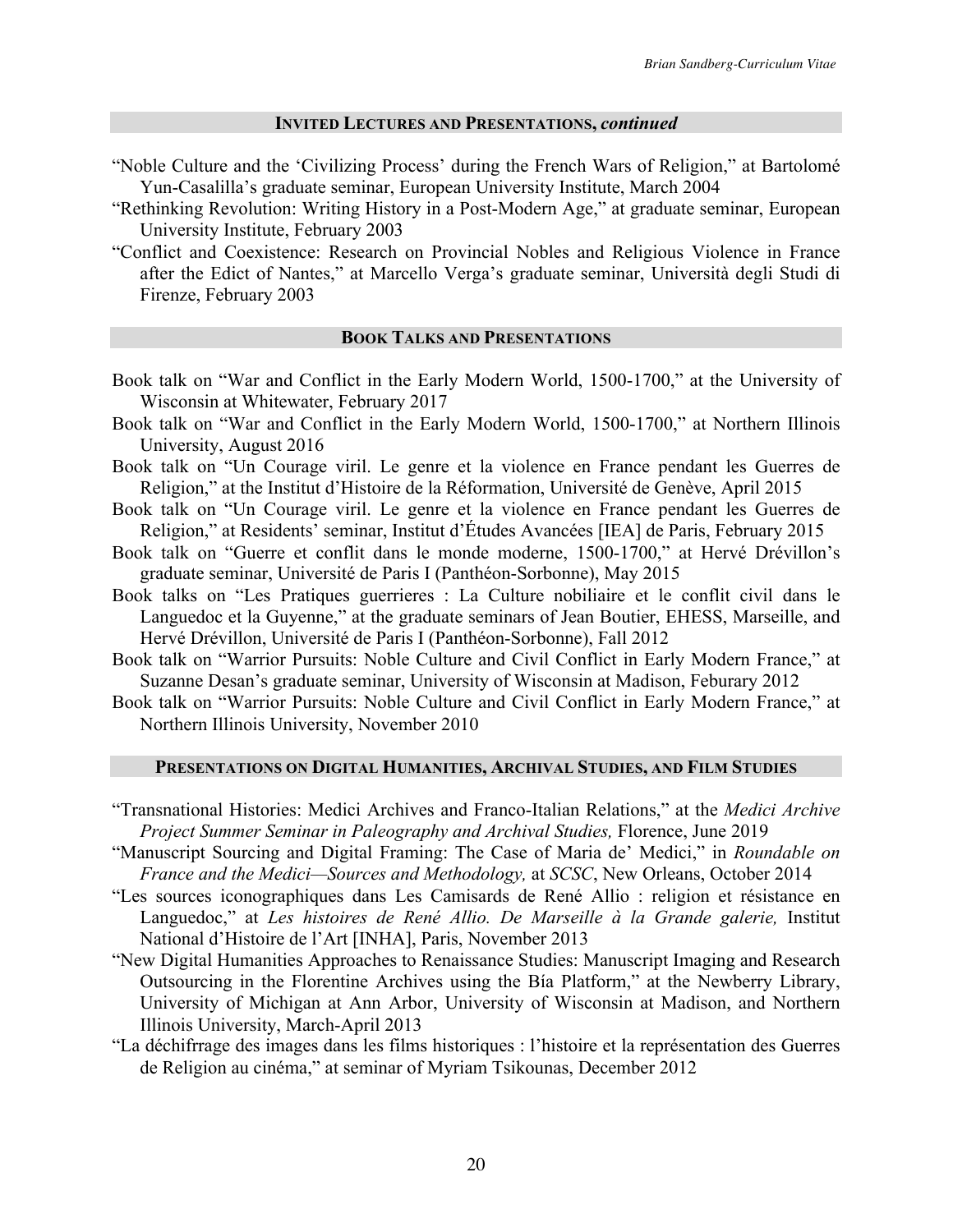## INVITED LECTURES AND PRESENTATIONS, *continued*

"Noble Culture and the 'Civilizing Process' during the French Wars of Religion," at Bartolomé Yun-Casalilla's graduate seminar, European University Institute, March 2004

"Rethinking Revolution: Writing History in a Post-Modern Age," at graduate seminar, European University Institute, February 2003

"Conflict and Coexistence: Research on Provincial Nobles and Religious Violence in France after the Edict of Nantes," at Marcello Verga's graduate seminar, Università degli Studi di Firenze, February 2003

## BOOK TALKS AND PRESENTATIONS

Book talk on "War and Conflict in the Early Modern World, 1500-1700," at the University of Wisconsin at Whitewater, February 2017

Book talk on "War and Conflict in the Early Modern World, 1500-1700," at Northern Illinois University, August 2016

Book talk on "Un Courage viril. Le genre et la violence en France pendant les Guerres de Religion," at the Institut d'Histoire de la Réformation, Université de Genève, April 2015

Book talk on "Un Courage viril. Le genre et la violence en France pendant les Guerres de Religion," at Residents' seminar, Institut d'Études Avancées [IEA] de Paris, February 2015

Book talk on "Guerre et conflit dans le monde moderne, 1500-1700," at Hervé Drévillon's graduate seminar, Université de Paris I (Panthéon-Sorbonne), May 2015

Book talks on "Les Pratiques guerrieres : La Culture nobiliaire et le conflit civil dans le Languedoc et la Guyenne," at the graduate seminars of Jean Boutier, EHESS, Marseille, and Hervé Drévillon, Université de Paris I (Panthéon-Sorbonne), Fall 2012

Book talk on "Warrior Pursuits: Noble Culture and Civil Conflict in Early Modern France," at Suzanne Desan's graduate seminar, University of Wisconsin at Madison, Feburary 2012

Book talk on "Warrior Pursuits: Noble Culture and Civil Conflict in Early Modern France," at Northern Illinois University, November 2010

## PRESENTATIONS ON DIGITAL HUMANITIES, ARCHIVAL STUDIES, AND FILM STUDIES

"Transnational Histories: Medici Archives and Franco-Italian Relations," at the *Medici Archive Project Summer Seminar in Paleography and Archival Studies,* Florence, June 2019

"Manuscript Sourcing and Digital Framing: The Case of Maria de' Medici," in *Roundable on France and the Medici—Sources and Methodology,* at *SCSC*, New Orleans, October 2014

"Les sources iconographiques dans Les Camisards de René Allio : religion et résistance en Languedoc," at *Les histoires de René Allio. De Marseille à la Grande galerie,* Institut National d'Histoire de l'Art [INHA], Paris, November 2013

"New Digital Humanities Approaches to Renaissance Studies: Manuscript Imaging and Research Outsourcing in the Florentine Archives using the Bía Platform," at the Newberry Library, University of Michigan at Ann Arbor, University of Wisconsin at Madison, and Northern Illinois University, March-April 2013

"La déchifrrage des images dans les films historiques : l'histoire et la représentation des Guerres de Religion au cinéma," at seminar of Myriam Tsikounas, December 2012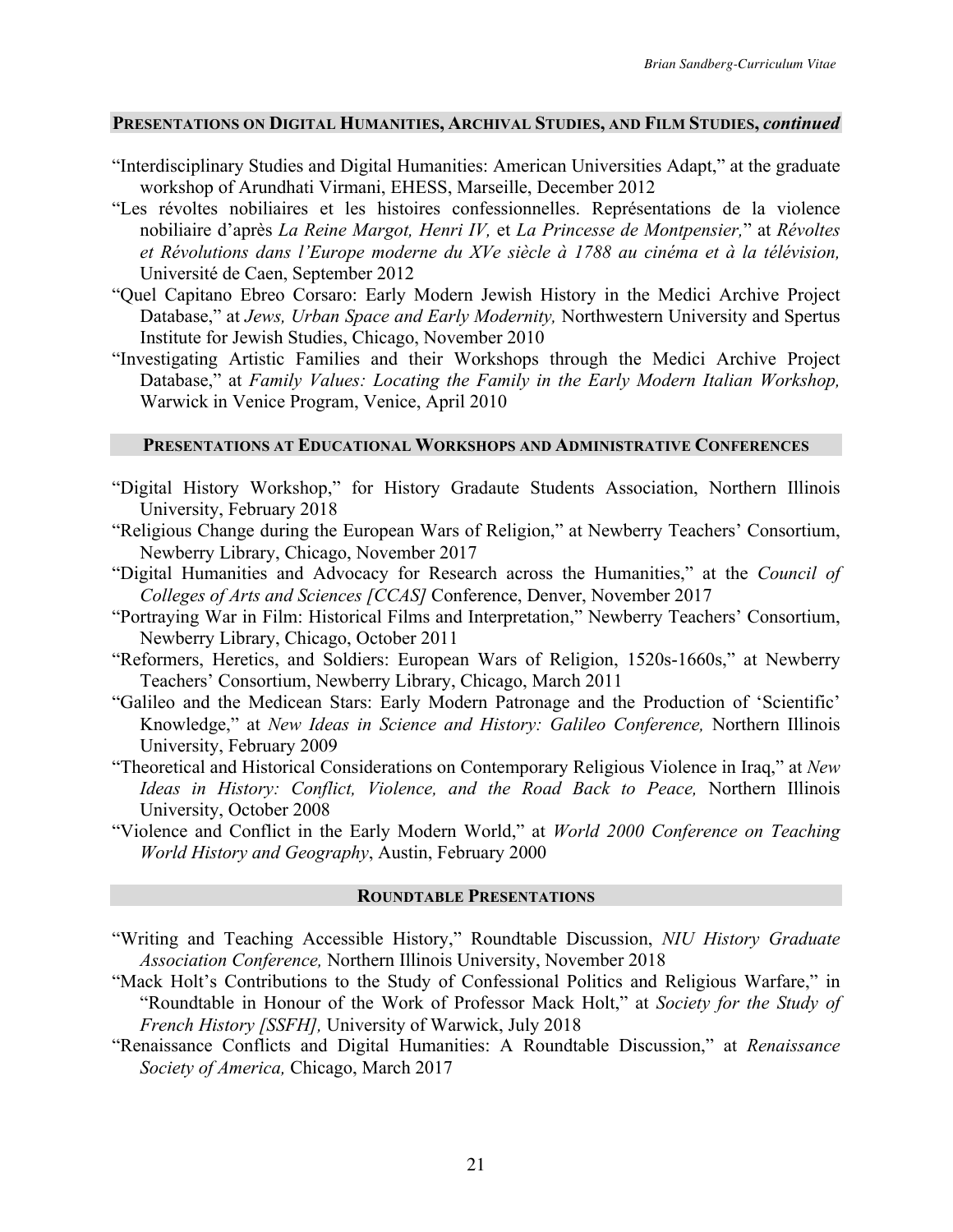## Presentations on Digital Humanities, Archival Studies, and Film Studies, *continued*

- "Interdisciplinary Studies and Digital Humanities: American Universities Adapt," at the graduate workshop of Arundhati Virmani, EHESS, Marseille, December 2012
- "Les révoltes nobiliaires et les histoires confessionnelles. Représentations de la violence nobiliaire d'après *La Reine Margot, Henri IV,* et *La Princesse de Montpensier,*" at *Révoltes et Révolutions dans l'Europe moderne du XVe siècle à 1788 au cinéma et à la télévision,* Université de Caen, September 2012
- "Quel Capitano Ebreo Corsaro: Early Modern Jewish History in the Medici Archive Project Database," at *Jews, Urban Space and Early Modernity,* Northwestern University and Spertus Institute for Jewish Studies, Chicago, November 2010
- "Investigating Artistic Families and their Workshops through the Medici Archive Project Database," at *Family Values: Locating the Family in the Early Modern Italian Workshop,* Warwick in Venice Program, Venice, April 2010

## Presentations at Educational Workshops and Administrative Conferences

- "Digital History Workshop," for History Gradaute Students Association, Northern Illinois University, February 2018
- "Religious Change during the European Wars of Religion," at Newberry Teachers' Consortium, Newberry Library, Chicago, November 2017
- "Digital Humanities and Advocacy for Research across the Humanities," at the *Council of Colleges of Arts and Sciences [CCAS]* Conference, Denver, November 2017
- "Portraying War in Film: Historical Films and Interpretation," Newberry Teachers' Consortium, Newberry Library, Chicago, October 2011
- "Reformers, Heretics, and Soldiers: European Wars of Religion, 1520s-1660s," at Newberry Teachers' Consortium, Newberry Library, Chicago, March 2011
- "Galileo and the Medicean Stars: Early Modern Patronage and the Production of 'Scientific' Knowledge," at *New Ideas in Science and History: Galileo Conference,* Northern Illinois University, February 2009
- "Theoretical and Historical Considerations on Contemporary Religious Violence in Iraq," at *New Ideas in History: Conflict, Violence, and the Road Back to Peace,* Northern Illinois University, October 2008
- "Violence and Conflict in the Early Modern World," at *World 2000 Conference on Teaching World History and Geography*, Austin, February 2000

## Roundtable Presentations

- "Writing and Teaching Accessible History," Roundtable Discussion, *NIU History Graduate Association Conference,* Northern Illinois University, November 2018
- "Mack Holt's Contributions to the Study of Confessional Politics and Religious Warfare," in "Roundtable in Honour of the Work of Professor Mack Holt," at *Society for the Study of French History [SSFH],* University of Warwick, July 2018
- "Renaissance Conflicts and Digital Humanities: A Roundtable Discussion," at *Renaissance Society of America,* Chicago, March 2017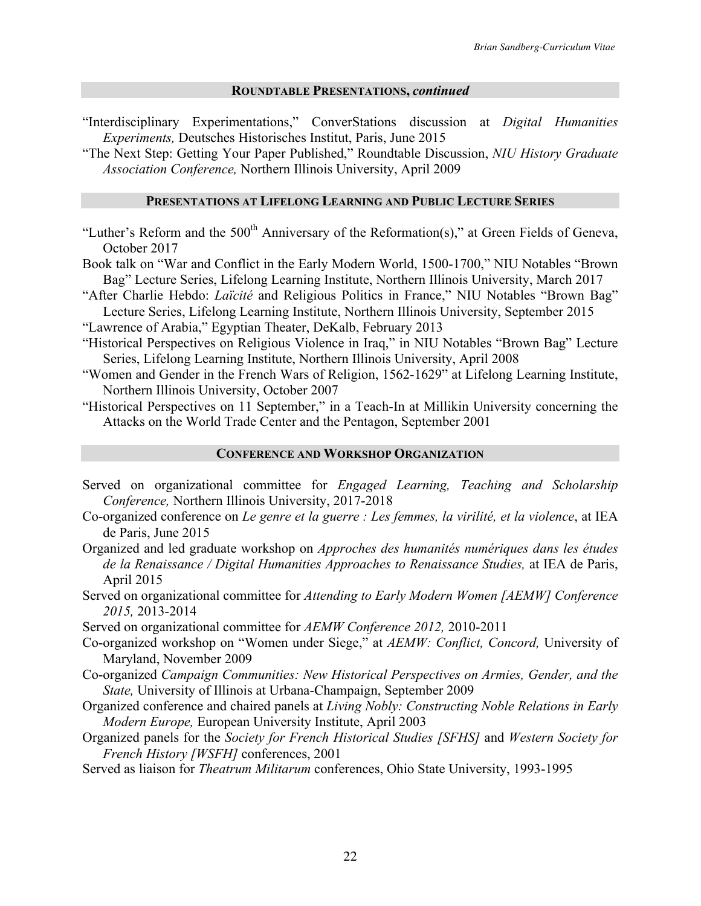## Roundtable Presentations, *continued*

"Interdisciplinary Experimentations," ConverStations discussion at *Digital Humanities Experiments,* Deutsches Historisches Institut, Paris, June 2015

"The Next Step: Getting Your Paper Published," Roundtable Discussion, *NIU History Graduate Association Conference,* Northern Illinois University, April 2009

## Presentations at Lifelong Learning and Public Lecture Series

"Luther's Reform and the 500th Anniversary of the Reformation(s)," at Green Fields of Geneva, October 2017

Book talk on "War and Conflict in the Early Modern World, 1500-1700," NIU Notables "Brown Bag" Lecture Series, Lifelong Learning Institute, Northern Illinois University, March 2017

"After Charlie Hebdo: *Laïcité* and Religious Politics in France," NIU Notables "Brown Bag" Lecture Series, Lifelong Learning Institute, Northern Illinois University, September 2015

"Lawrence of Arabia," Egyptian Theater, DeKalb, February 2013

"Historical Perspectives on Religious Violence in Iraq," in NIU Notables "Brown Bag" Lecture Series, Lifelong Learning Institute, Northern Illinois University, April 2008

"Women and Gender in the French Wars of Religion, 1562-1629" at Lifelong Learning Institute, Northern Illinois University, October 2007

"Historical Perspectives on 11 September," in a Teach-In at Millikin University concerning the Attacks on the World Trade Center and the Pentagon, September 2001

## Conference and Workshop Organization

Served on organizational committee for *Engaged Learning, Teaching and Scholarship Conference,* Northern Illinois University, 2017-2018

Co-organized conference on *Le genre et la guerre : Les femmes, la virilité, et la violence*, at IEA de Paris, June 2015

Organized and led graduate workshop on *Approches des humanités numériques dans les études de la Renaissance / Digital Humanities Approaches to Renaissance Studies,* at IEA de Paris, April 2015

Served on organizational committee for *Attending to Early Modern Women [AEMW] Conference 2015,* 2013-2014

Served on organizational committee for *AEMW Conference 2012,* 2010-2011

Co-organized workshop on "Women under Siege," at *AEMW: Conflict, Concord,* University of Maryland, November 2009

Co-organized *Campaign Communities: New Historical Perspectives on Armies, Gender, and the State,* University of Illinois at Urbana-Champaign, September 2009

Organized conference and chaired panels at *Living Nobly: Constructing Noble Relations in Early Modern Europe,* European University Institute, April 2003

Organized panels for the *Society for French Historical Studies [SFHS]* and *Western Society for French History [WSFH]* conferences, 2001

Served as liaison for *Theatrum Militarum* conferences, Ohio State University, 1993-1995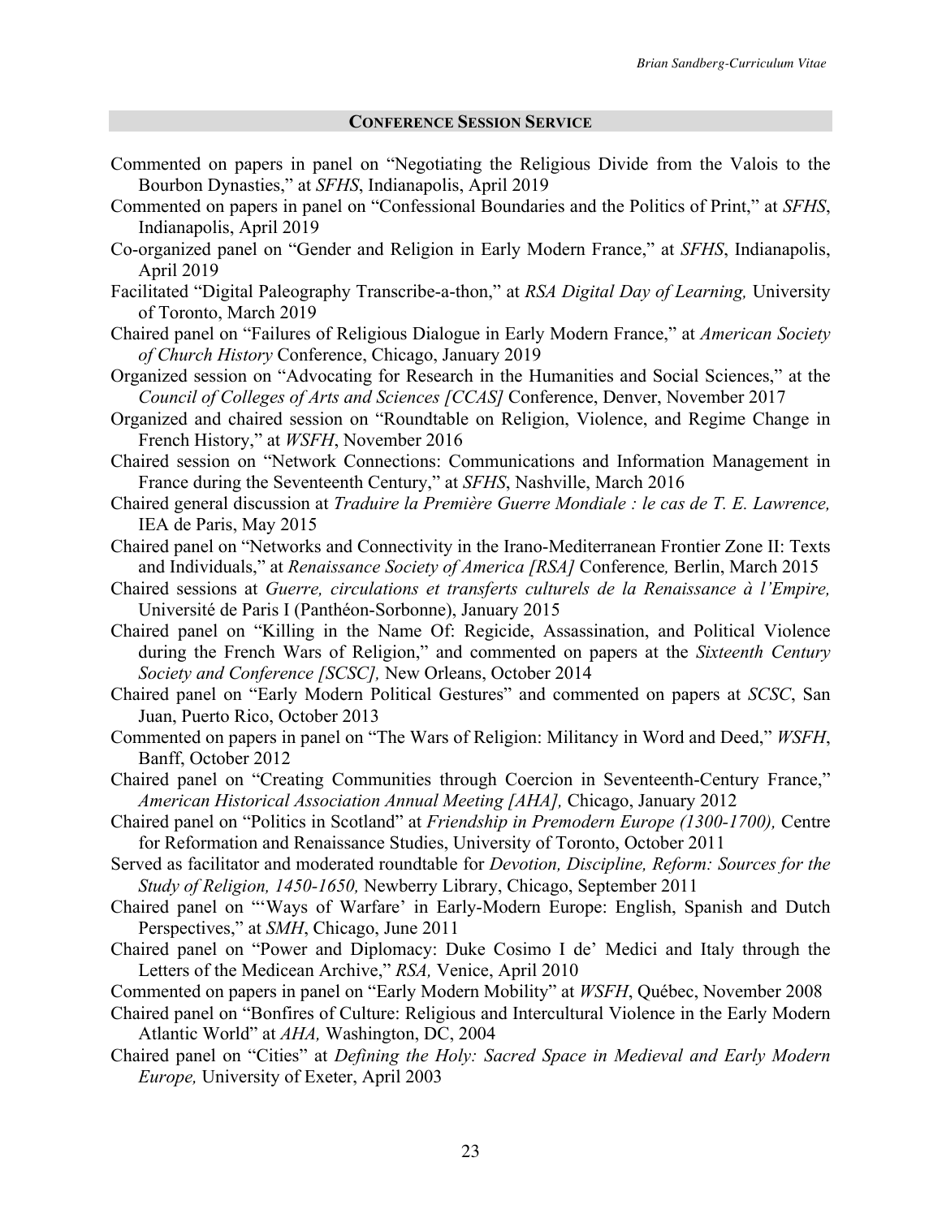## **Conference Session Service**

Commented on papers in panel on "Negotiating the Religious Divide from the Valois to the Bourbon Dynasties," at *SFHS*, Indianapolis, April 2019

Commented on papers in panel on "Confessional Boundaries and the Politics of Print," at *SFHS*, Indianapolis, April 2019

Co-organized panel on "Gender and Religion in Early Modern France," at *SFHS*, Indianapolis, April 2019

Facilitated "Digital Paleography Transcribe-a-thon," at *RSA Digital Day of Learning,* University of Toronto, March 2019

Chaired panel on "Failures of Religious Dialogue in Early Modern France," at *American Society of Church History* Conference, Chicago, January 2019

Organized session on "Advocating for Research in the Humanities and Social Sciences," at the *Council of Colleges of Arts and Sciences [CCAS]* Conference, Denver, November 2017

Organized and chaired session on "Roundtable on Religion, Violence, and Regime Change in French History," at *WSFH*, November 2016

Chaired session on "Network Connections: Communications and Information Management in France during the Seventeenth Century," at *SFHS*, Nashville, March 2016

Chaired general discussion at *Traduire la Première Guerre Mondiale : le cas de T. E. Lawrence,* IEA de Paris, May 2015

Chaired panel on "Networks and Connectivity in the Irano-Mediterranean Frontier Zone II: Texts and Individuals," at *Renaissance Society of America [RSA]* Conference*,* Berlin, March 2015

Chaired sessions at *Guerre, circulations et transferts culturels de la Renaissance à l'Empire,* Université de Paris I (Panthéon-Sorbonne), January 2015

Chaired panel on "Killing in the Name Of: Regicide, Assassination, and Political Violence during the French Wars of Religion," and commented on papers at the *Sixteenth Century Society and Conference [SCSC],* New Orleans, October 2014

Chaired panel on "Early Modern Political Gestures" and commented on papers at *SCSC*, San Juan, Puerto Rico, October 2013

Commented on papers in panel on "The Wars of Religion: Militancy in Word and Deed," *WSFH*, Banff, October 2012

Chaired panel on "Creating Communities through Coercion in Seventeenth-Century France," *American Historical Association Annual Meeting [AHA],* Chicago, January 2012

Chaired panel on "Politics in Scotland" at *Friendship in Premodern Europe (1300-1700),* Centre for Reformation and Renaissance Studies, University of Toronto, October 2011

Served as facilitator and moderated roundtable for *Devotion, Discipline, Reform: Sources for the Study of Religion, 1450-1650,* Newberry Library, Chicago, September 2011

Chaired panel on "'Ways of Warfare' in Early-Modern Europe: English, Spanish and Dutch Perspectives," at *SMH*, Chicago, June 2011

Chaired panel on "Power and Diplomacy: Duke Cosimo I de' Medici and Italy through the Letters of the Medicean Archive," *RSA,* Venice, April 2010

Commented on papers in panel on "Early Modern Mobility" at *WSFH*, Québec, November 2008

Chaired panel on "Bonfires of Culture: Religious and Intercultural Violence in the Early Modern Atlantic World" at *AHA,* Washington, DC, 2004

Chaired panel on "Cities" at *Defining the Holy: Sacred Space in Medieval and Early Modern Europe,* University of Exeter, April 2003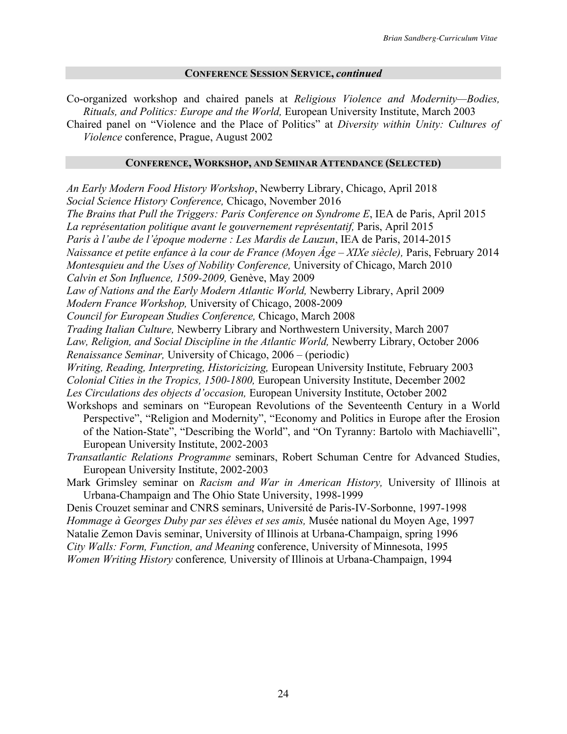## CONFERENCE SESSION SERVICE, *continued*

Co-organized workshop and chaired panels at *Religious Violence and Modernity—Bodies, Rituals, and Politics: Europe and the World,* European University Institute, March 2003

Chaired panel on "Violence and the Place of Politics" at *Diversity within Unity: Cultures of Violence* conference, Prague, August 2002

## CONFERENCE, WORKSHOP, AND SEMINAR ATTENDANCE (SELECTED)

*An Early Modern Food History Workshop*, Newberry Library, Chicago, April 2018

*Social Science History Conference,* Chicago, November 2016

*The Brains that Pull the Triggers: Paris Conference on Syndrome E*, IEA de Paris, April 2015

*La représentation politique avant le gouvernement représentatif,* Paris, April 2015

*Paris à l'aube de l'époque moderne : Les Mardis de Lauzun*, IEA de Paris, 2014-2015

*Naissance et petite enfance à la cour de France (Moyen Âge – XIXe siècle),* Paris, February 2014

*Montesquieu and the Uses of Nobility Conference,* University of Chicago, March 2010

*Calvin et Son Influence, 1509-2009,* Genève, May 2009

*Law of Nations and the Early Modern Atlantic World,* Newberry Library, April 2009

*Modern France Workshop,* University of Chicago, 2008-2009

*Council for European Studies Conference,* Chicago, March 2008

*Trading Italian Culture,* Newberry Library and Northwestern University, March 2007

*Law, Religion, and Social Discipline in the Atlantic World,* Newberry Library, October 2006

*Renaissance Seminar,* University of Chicago, 2006 – (periodic)

*Writing, Reading, Interpreting, Historicizing,* European University Institute, February 2003

*Colonial Cities in the Tropics, 1500-1800,* European University Institute, December 2002

*Les Circulations des objects d'occasion,* European University Institute, October 2002

Workshops and seminars on "European Revolutions of the Seventeenth Century in a World Perspective", "Religion and Modernity", "Economy and Politics in Europe after the Erosion of the Nation-State", "Describing the World", and "On Tyranny: Bartolo with Machiavelli", European University Institute, 2002-2003

*Transatlantic Relations Programme* seminars, Robert Schuman Centre for Advanced Studies, European University Institute, 2002-2003

Mark Grimsley seminar on *Racism and War in American History,* University of Illinois at Urbana-Champaign and The Ohio State University, 1998-1999

Denis Crouzet seminar and CNRS seminars, Université de Paris-IV-Sorbonne, 1997-1998

*Hommage à Georges Duby par ses élèves et ses amis,* Musée national du Moyen Age, 1997

Natalie Zemon Davis seminar, University of Illinois at Urbana-Champaign, spring 1996

*City Walls: Form, Function, and Meaning* conference, University of Minnesota, 1995

*Women Writing History* conference*,* University of Illinois at Urbana-Champaign, 1994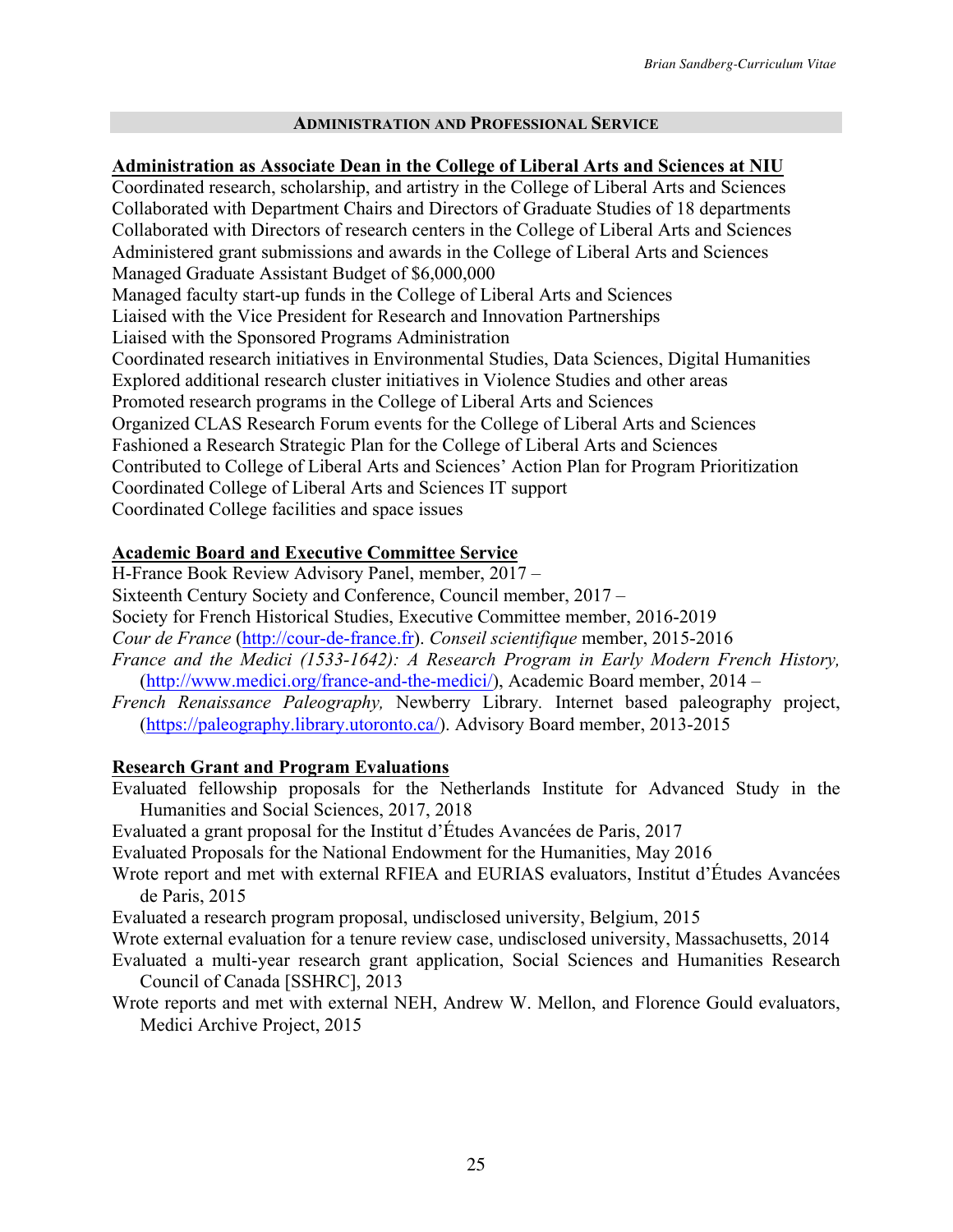## ADMINISTRATION AND PROFESSIONAL SERVICE

**Administration as Associate Dean in the College of Liberal Arts and Sciences at NIU**

Coordinated research, scholarship, and artistry in the College of Liberal Arts and Sciences
Collaborated with Department Chairs and Directors of Graduate Studies of 18 departments
Collaborated with Directors of research centers in the College of Liberal Arts and Sciences
Administered grant submissions and awards in the College of Liberal Arts and Sciences
Managed Graduate Assistant Budget of $6,000,000
Managed faculty start-up funds in the College of Liberal Arts and Sciences
Liaised with the Vice President for Research and Innovation Partnerships
Liaised with the Sponsored Programs Administration
Coordinated research initiatives in Environmental Studies, Data Sciences, Digital Humanities
Explored additional research cluster initiatives in Violence Studies and other areas
Promoted research programs in the College of Liberal Arts and Sciences
Organized CLAS Research Forum events for the College of Liberal Arts and Sciences
Fashioned a Research Strategic Plan for the College of Liberal Arts and Sciences
Contributed to College of Liberal Arts and Sciences' Action Plan for Program Prioritization
Coordinated College of Liberal Arts and Sciences IT support
Coordinated College facilities and space issues

**Academic Board and Executive Committee Service**

H-France Book Review Advisory Panel, member, 2017 –
Sixteenth Century Society and Conference, Council member, 2017 –
Society for French Historical Studies, Executive Committee member, 2016-2019
*Cour de France* (http://cour-de-france.fr). *Conseil scientifique* member, 2015-2016
*France and the Medici (1533-1642): A Research Program in Early Modern French History,* (http://www.medici.org/france-and-the-medici/), Academic Board member, 2014 –
*French Renaissance Paleography,* Newberry Library. Internet based paleography project, (https://paleography.library.utoronto.ca/). Advisory Board member, 2013-2015

**Research Grant and Program Evaluations**

Evaluated fellowship proposals for the Netherlands Institute for Advanced Study in the Humanities and Social Sciences, 2017, 2018
Evaluated a grant proposal for the Institut d'Études Avancées de Paris, 2017
Evaluated Proposals for the National Endowment for the Humanities, May 2016
Wrote report and met with external RFIEA and EURIAS evaluators, Institut d'Études Avancées de Paris, 2015
Evaluated a research program proposal, undisclosed university, Belgium, 2015
Wrote external evaluation for a tenure review case, undisclosed university, Massachusetts, 2014
Evaluated a multi-year research grant application, Social Sciences and Humanities Research Council of Canada [SSHRC], 2013
Wrote reports and met with external NEH, Andrew W. Mellon, and Florence Gould evaluators, Medici Archive Project, 2015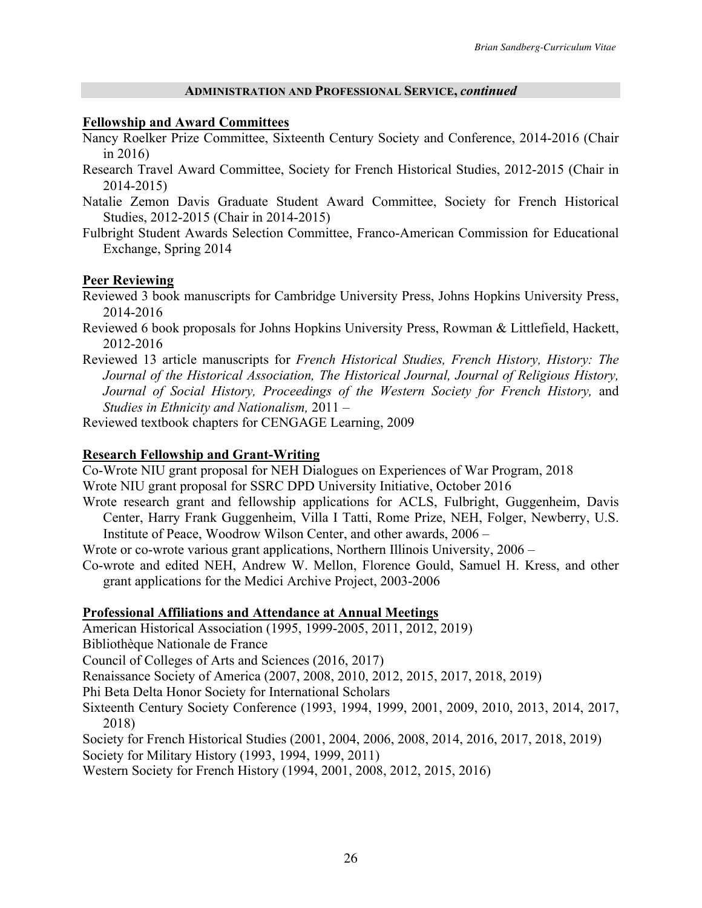## ADMINISTRATION AND PROFESSIONAL SERVICE, *continued*

**Fellowship and Award Committees**

Nancy Roelker Prize Committee, Sixteenth Century Society and Conference, 2014-2016 (Chair in 2016)

Research Travel Award Committee, Society for French Historical Studies, 2012-2015 (Chair in 2014-2015)

Natalie Zemon Davis Graduate Student Award Committee, Society for French Historical Studies, 2012-2015 (Chair in 2014-2015)

Fulbright Student Awards Selection Committee, Franco-American Commission for Educational Exchange, Spring 2014

**Peer Reviewing**

Reviewed 3 book manuscripts for Cambridge University Press, Johns Hopkins University Press, 2014-2016

Reviewed 6 book proposals for Johns Hopkins University Press, Rowman & Littlefield, Hackett, 2012-2016

Reviewed 13 article manuscripts for *French Historical Studies, French History, History: The Journal of the Historical Association, The Historical Journal, Journal of Religious History, Journal of Social History, Proceedings of the Western Society for French History,* and *Studies in Ethnicity and Nationalism,* 2011 –

Reviewed textbook chapters for CENGAGE Learning, 2009

**Research Fellowship and Grant-Writing**

Co-Wrote NIU grant proposal for NEH Dialogues on Experiences of War Program, 2018

Wrote NIU grant proposal for SSRC DPD University Initiative, October 2016

Wrote research grant and fellowship applications for ACLS, Fulbright, Guggenheim, Davis Center, Harry Frank Guggenheim, Villa I Tatti, Rome Prize, NEH, Folger, Newberry, U.S. Institute of Peace, Woodrow Wilson Center, and other awards, 2006 –

Wrote or co-wrote various grant applications, Northern Illinois University, 2006 –

Co-wrote and edited NEH, Andrew W. Mellon, Florence Gould, Samuel H. Kress, and other grant applications for the Medici Archive Project, 2003-2006

**Professional Affiliations and Attendance at Annual Meetings**

American Historical Association (1995, 1999-2005, 2011, 2012, 2019)

Bibliothèque Nationale de France

Council of Colleges of Arts and Sciences (2016, 2017)

Renaissance Society of America (2007, 2008, 2010, 2012, 2015, 2017, 2018, 2019)

Phi Beta Delta Honor Society for International Scholars

Sixteenth Century Society Conference (1993, 1994, 1999, 2001, 2009, 2010, 2013, 2014, 2017, 2018)

Society for French Historical Studies (2001, 2004, 2006, 2008, 2014, 2016, 2017, 2018, 2019)

Society for Military History (1993, 1994, 1999, 2011)

Western Society for French History (1994, 2001, 2008, 2012, 2015, 2016)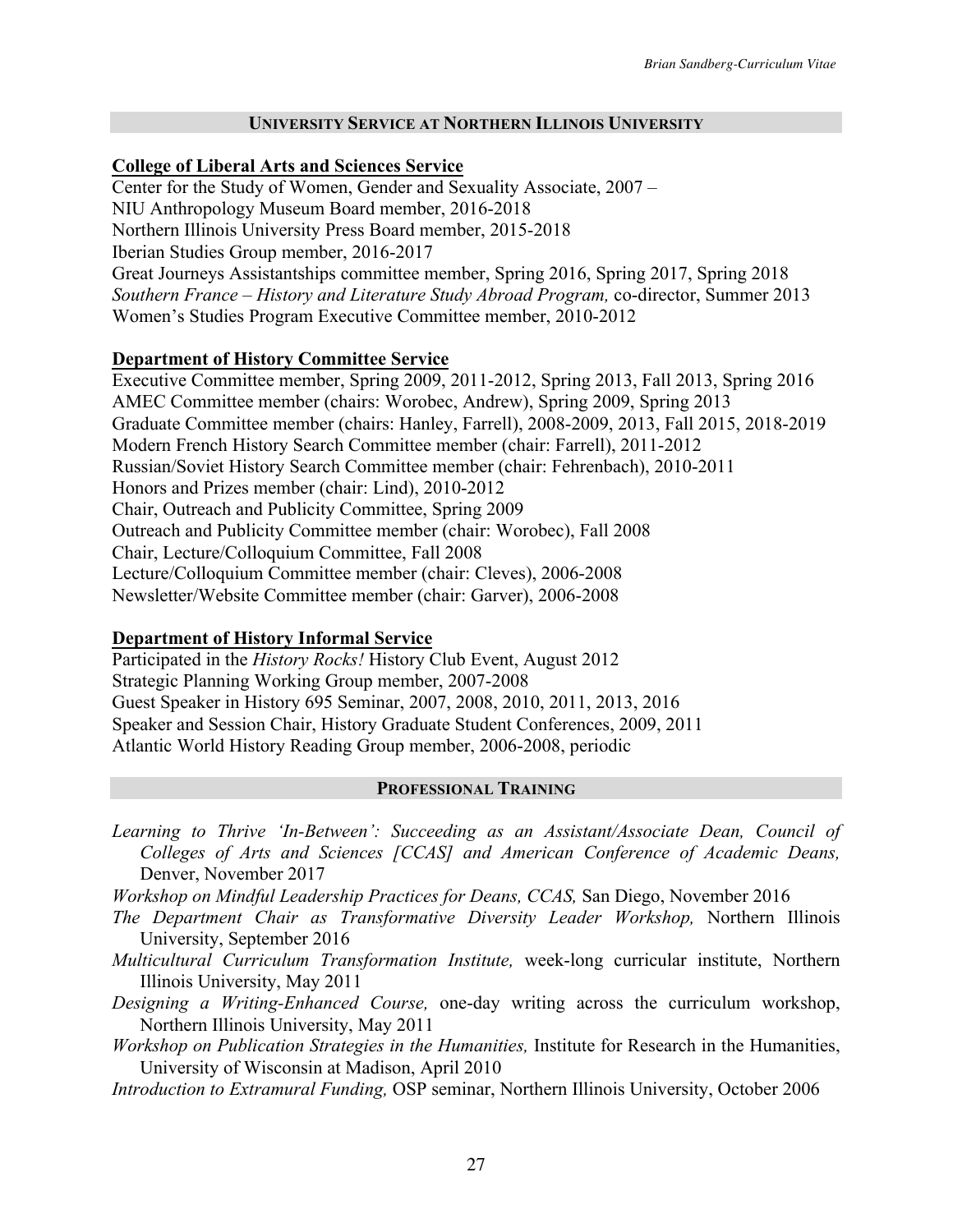## University Service at Northern Illinois University

### College of Liberal Arts and Sciences Service

Center for the Study of Women, Gender and Sexuality Associate, 2007 –
NIU Anthropology Museum Board member, 2016-2018
Northern Illinois University Press Board member, 2015-2018
Iberian Studies Group member, 2016-2017
Great Journeys Assistantships committee member, Spring 2016, Spring 2017, Spring 2018
*Southern France – History and Literature Study Abroad Program,* co-director, Summer 2013
Women's Studies Program Executive Committee member, 2010-2012

### Department of History Committee Service

Executive Committee member, Spring 2009, 2011-2012, Spring 2013, Fall 2013, Spring 2016
AMEC Committee member (chairs: Worobec, Andrew), Spring 2009, Spring 2013
Graduate Committee member (chairs: Hanley, Farrell), 2008-2009, 2013, Fall 2015, 2018-2019
Modern French History Search Committee member (chair: Farrell), 2011-2012
Russian/Soviet History Search Committee member (chair: Fehrenbach), 2010-2011
Honors and Prizes member (chair: Lind), 2010-2012
Chair, Outreach and Publicity Committee, Spring 2009
Outreach and Publicity Committee member (chair: Worobec), Fall 2008
Chair, Lecture/Colloquium Committee, Fall 2008
Lecture/Colloquium Committee member (chair: Cleves), 2006-2008
Newsletter/Website Committee member (chair: Garver), 2006-2008

### Department of History Informal Service

Participated in the *History Rocks!* History Club Event, August 2012
Strategic Planning Working Group member, 2007-2008
Guest Speaker in History 695 Seminar, 2007, 2008, 2010, 2011, 2013, 2016
Speaker and Session Chair, History Graduate Student Conferences, 2009, 2011
Atlantic World History Reading Group member, 2006-2008, periodic

## Professional Training

*Learning to Thrive 'In-Between': Succeeding as an Assistant/Associate Dean, Council of Colleges of Arts and Sciences [CCAS] and American Conference of Academic Deans,* Denver, November 2017

*Workshop on Mindful Leadership Practices for Deans, CCAS,* San Diego, November 2016

*The Department Chair as Transformative Diversity Leader Workshop,* Northern Illinois University, September 2016

*Multicultural Curriculum Transformation Institute,* week-long curricular institute, Northern Illinois University, May 2011

*Designing a Writing-Enhanced Course,* one-day writing across the curriculum workshop, Northern Illinois University, May 2011

*Workshop on Publication Strategies in the Humanities,* Institute for Research in the Humanities, University of Wisconsin at Madison, April 2010

*Introduction to Extramural Funding,* OSP seminar, Northern Illinois University, October 2006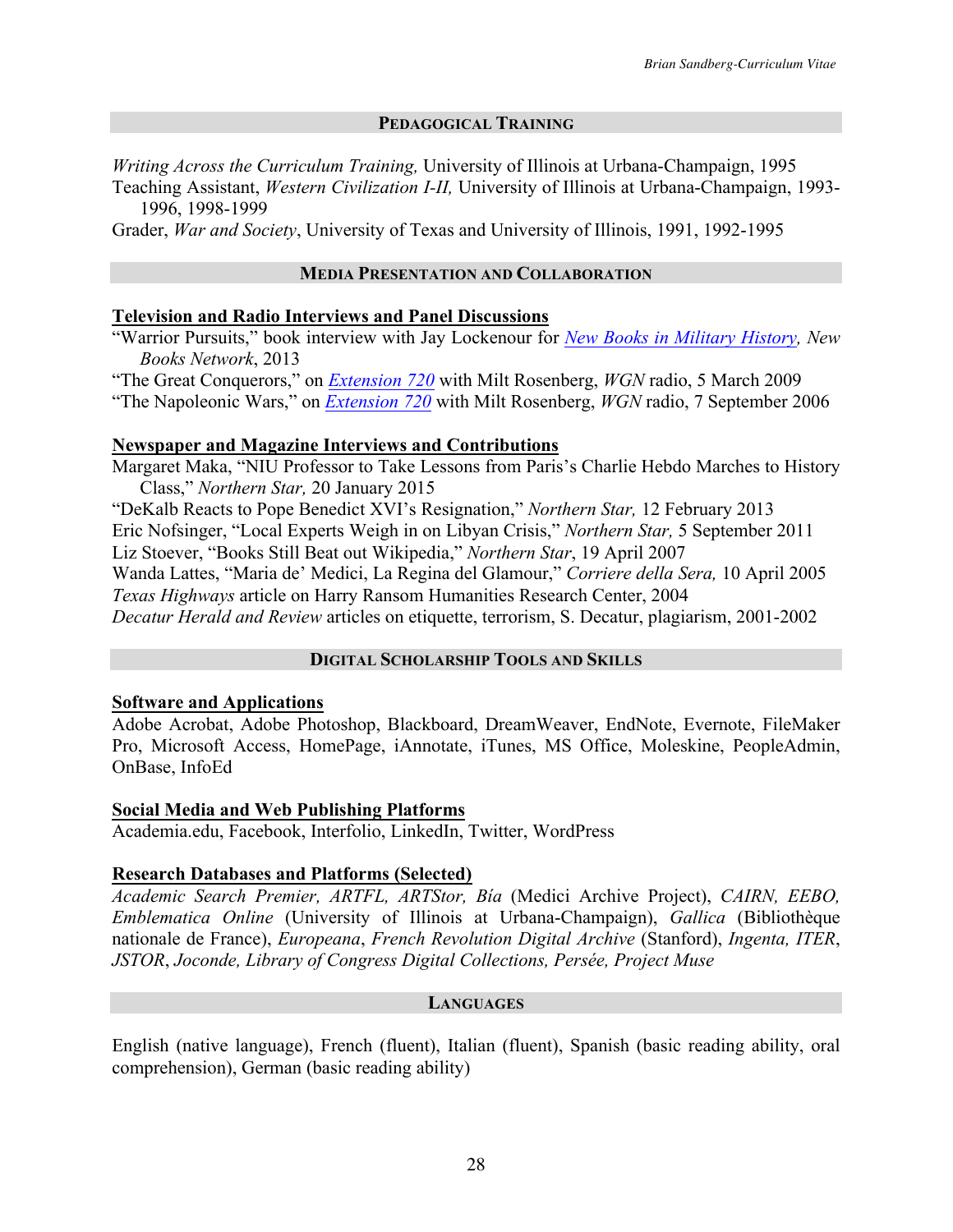## Pedagogical Training

*Writing Across the Curriculum Training,* University of Illinois at Urbana-Champaign, 1995
Teaching Assistant, *Western Civilization I-II,* University of Illinois at Urbana-Champaign, 1993-1996, 1998-1999
Grader, *War and Society*, University of Texas and University of Illinois, 1991, 1992-1995

## Media Presentation and Collaboration

### Television and Radio Interviews and Panel Discussions

"Warrior Pursuits," book interview with Jay Lockenour for *New Books in Military History*, *New Books Network*, 2013
"The Great Conquerors," on *Extension 720* with Milt Rosenberg, *WGN* radio, 5 March 2009
"The Napoleonic Wars," on *Extension 720* with Milt Rosenberg, *WGN* radio, 7 September 2006

### Newspaper and Magazine Interviews and Contributions

Margaret Maka, "NIU Professor to Take Lessons from Paris's Charlie Hebdo Marches to History Class," *Northern Star,* 20 January 2015
"DeKalb Reacts to Pope Benedict XVI's Resignation," *Northern Star,* 12 February 2013
Eric Nofsinger, "Local Experts Weigh in on Libyan Crisis," *Northern Star,* 5 September 2011
Liz Stoever, "Books Still Beat out Wikipedia," *Northern Star*, 19 April 2007
Wanda Lattes, "Maria de' Medici, La Regina del Glamour," *Corriere della Sera,* 10 April 2005
*Texas Highways* article on Harry Ransom Humanities Research Center, 2004
*Decatur Herald and Review* articles on etiquette, terrorism, S. Decatur, plagiarism, 2001-2002

## Digital Scholarship Tools and Skills

### Software and Applications

Adobe Acrobat, Adobe Photoshop, Blackboard, DreamWeaver, EndNote, Evernote, FileMaker Pro, Microsoft Access, HomePage, iAnnotate, iTunes, MS Office, Moleskine, PeopleAdmin, OnBase, InfoEd

### Social Media and Web Publishing Platforms

Academia.edu, Facebook, Interfolio, LinkedIn, Twitter, WordPress

### Research Databases and Platforms (Selected)

*Academic Search Premier, ARTFL, ARTStor, Bía* (Medici Archive Project), *CAIRN, EEBO, Emblematica Online* (University of Illinois at Urbana-Champaign), *Gallica* (Bibliothèque nationale de France), *Europeana*, *French Revolution Digital Archive* (Stanford), *Ingenta, ITER*, *JSTOR*, *Joconde, Library of Congress Digital Collections, Persée, Project Muse*

## Languages

English (native language), French (fluent), Italian (fluent), Spanish (basic reading ability, oral comprehension), German (basic reading ability)